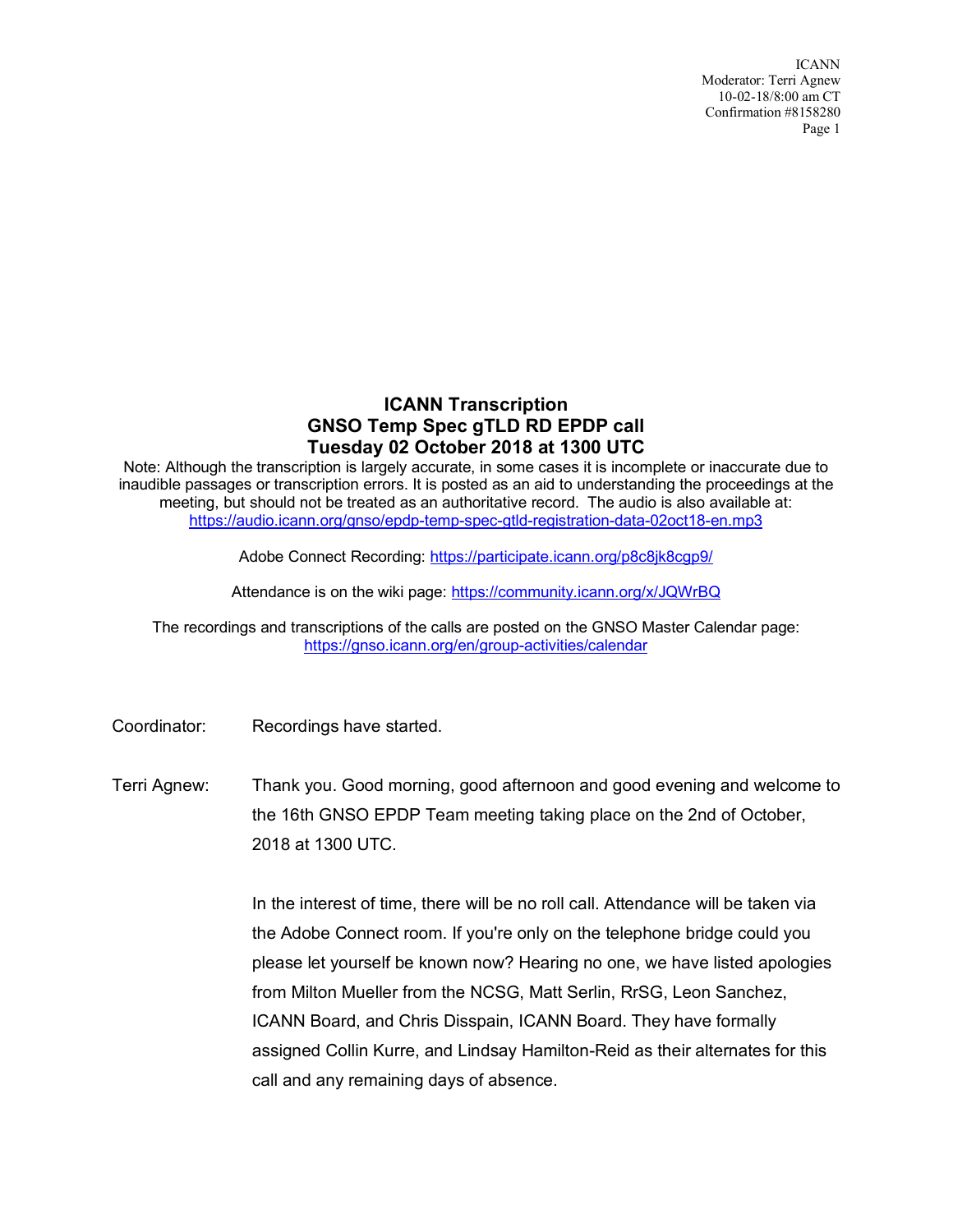# ICANN Transcription
## GNSO Temp Spec gTLD RD EPDP call
## Tuesday 02 October 2018 at 1300 UTC

Note: Although the transcription is largely accurate, in some cases it is incomplete or inaccurate due to inaudible passages or transcription errors. It is posted as an aid to understanding the proceedings at the meeting, but should not be treated as an authoritative record. The audio is also available at: https://audio.icann.org/gnso/epdp-temp-spec-gtld-registration-data-02oct18-en.mp3

Adobe Connect Recording: https://participate.icann.org/p8c8jk8cgp9/

Attendance is on the wiki page: https://community.icann.org/x/JQWrBQ

The recordings and transcriptions of the calls are posted on the GNSO Master Calendar page: https://gnso.icann.org/en/group-activities/calendar

Coordinator: Recordings have started.

Terri Agnew: Thank you. Good morning, good afternoon and good evening and welcome to the 16th GNSO EPDP Team meeting taking place on the 2nd of October, 2018 at 1300 UTC.

In the interest of time, there will be no roll call. Attendance will be taken via the Adobe Connect room. If you're only on the telephone bridge could you please let yourself be known now? Hearing no one, we have listed apologies from Milton Mueller from the NCSG, Matt Serlin, RrSG, Leon Sanchez, ICANN Board, and Chris Disspain, ICANN Board. They have formally assigned Collin Kurre, and Lindsay Hamilton-Reid as their alternates for this call and any remaining days of absence.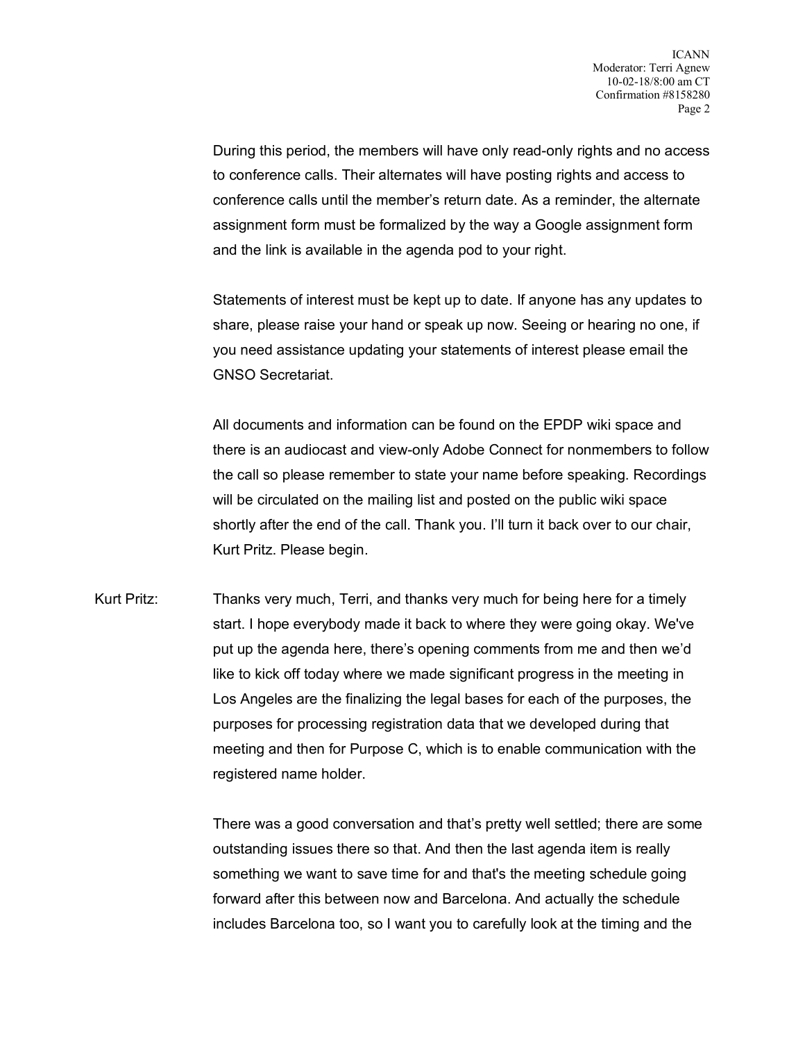During this period, the members will have only read-only rights and no access to conference calls. Their alternates will have posting rights and access to conference calls until the member's return date. As a reminder, the alternate assignment form must be formalized by the way a Google assignment form and the link is available in the agenda pod to your right.

Statements of interest must be kept up to date. If anyone has any updates to share, please raise your hand or speak up now. Seeing or hearing no one, if you need assistance updating your statements of interest please email the GNSO Secretariat.

All documents and information can be found on the EPDP wiki space and there is an audiocast and view-only Adobe Connect for nonmembers to follow the call so please remember to state your name before speaking. Recordings will be circulated on the mailing list and posted on the public wiki space shortly after the end of the call. Thank you. I'll turn it back over to our chair, Kurt Pritz. Please begin.

Kurt Pritz: Thanks very much, Terri, and thanks very much for being here for a timely start. I hope everybody made it back to where they were going okay. We've put up the agenda here, there's opening comments from me and then we'd like to kick off today where we made significant progress in the meeting in Los Angeles are the finalizing the legal bases for each of the purposes, the purposes for processing registration data that we developed during that meeting and then for Purpose C, which is to enable communication with the registered name holder.

There was a good conversation and that's pretty well settled; there are some outstanding issues there so that. And then the last agenda item is really something we want to save time for and that's the meeting schedule going forward after this between now and Barcelona. And actually the schedule includes Barcelona too, so I want you to carefully look at the timing and the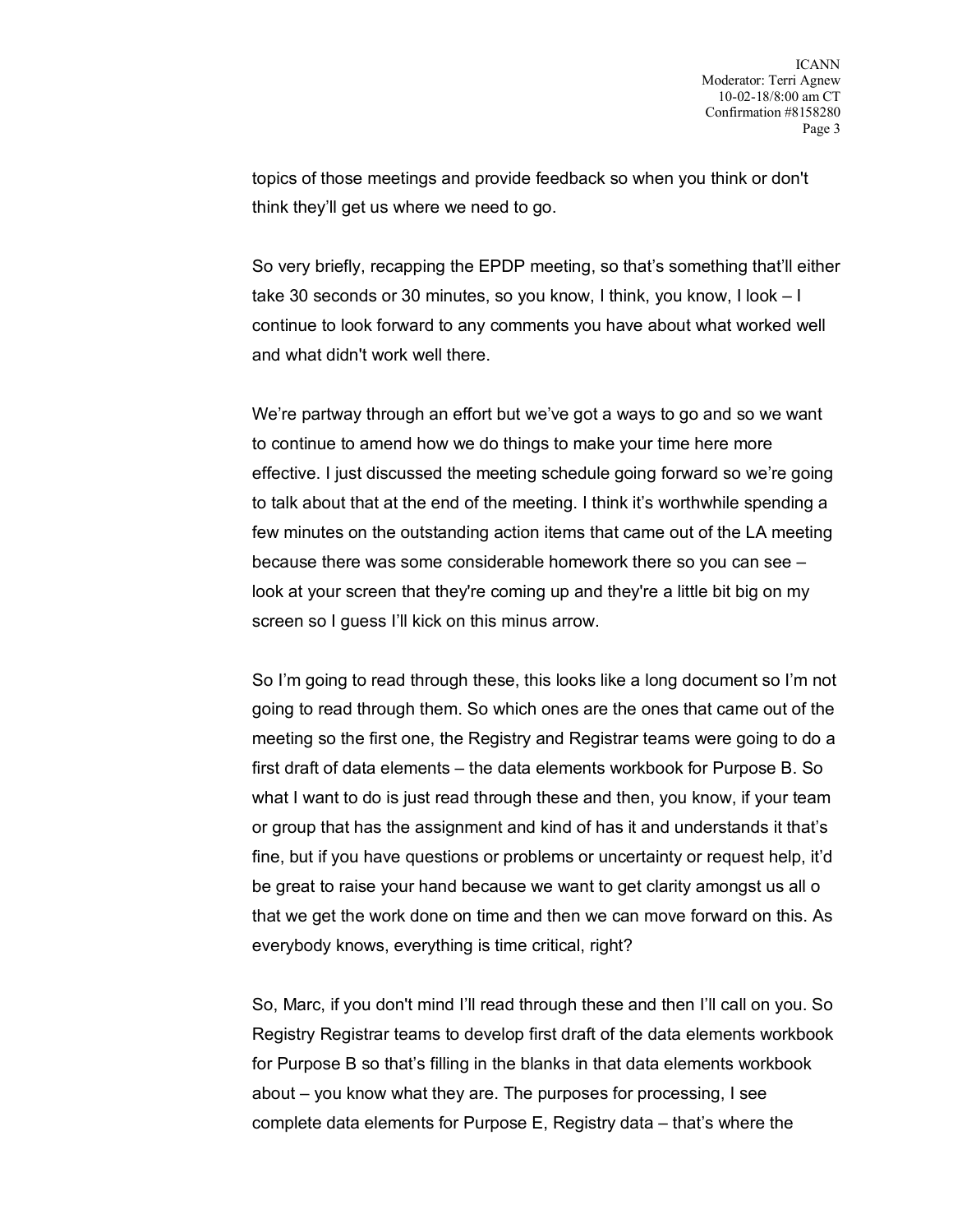topics of those meetings and provide feedback so when you think or don't think they'll get us where we need to go.

So very briefly, recapping the EPDP meeting, so that's something that'll either take 30 seconds or 30 minutes, so you know, I think, you know, I look – I continue to look forward to any comments you have about what worked well and what didn't work well there.

We're partway through an effort but we've got a ways to go and so we want to continue to amend how we do things to make your time here more effective. I just discussed the meeting schedule going forward so we're going to talk about that at the end of the meeting. I think it's worthwhile spending a few minutes on the outstanding action items that came out of the LA meeting because there was some considerable homework there so you can see – look at your screen that they're coming up and they're a little bit big on my screen so I guess I'll kick on this minus arrow.

So I'm going to read through these, this looks like a long document so I'm not going to read through them. So which ones are the ones that came out of the meeting so the first one, the Registry and Registrar teams were going to do a first draft of data elements – the data elements workbook for Purpose B. So what I want to do is just read through these and then, you know, if your team or group that has the assignment and kind of has it and understands it that's fine, but if you have questions or problems or uncertainty or request help, it'd be great to raise your hand because we want to get clarity amongst us all o that we get the work done on time and then we can move forward on this. As everybody knows, everything is time critical, right?

So, Marc, if you don't mind I'll read through these and then I'll call on you. So Registry Registrar teams to develop first draft of the data elements workbook for Purpose B so that's filling in the blanks in that data elements workbook about – you know what they are. The purposes for processing, I see complete data elements for Purpose E, Registry data – that's where the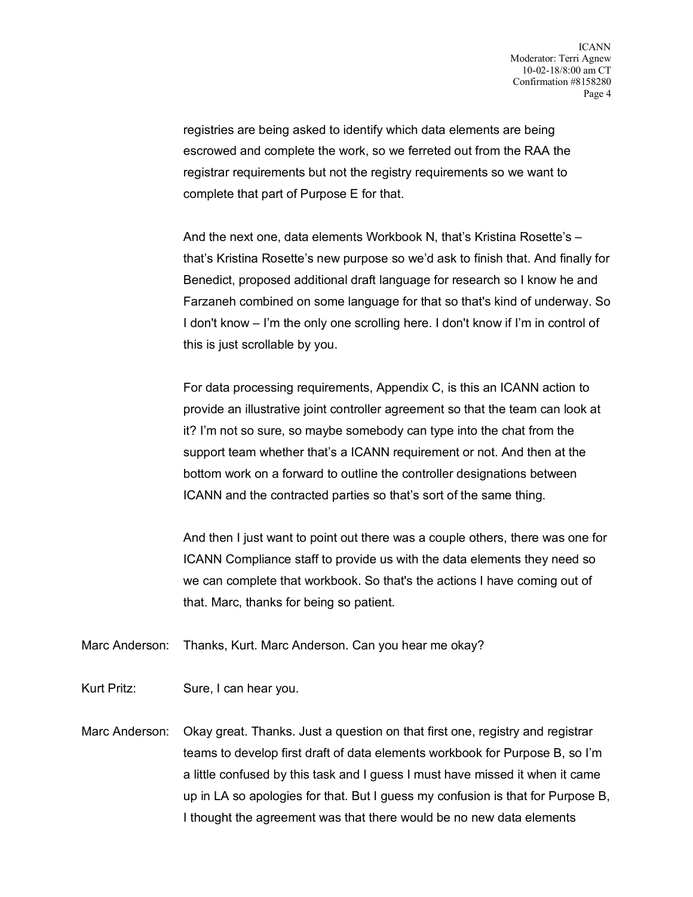registries are being asked to identify which data elements are being escrowed and complete the work, so we ferreted out from the RAA the registrar requirements but not the registry requirements so we want to complete that part of Purpose E for that.

And the next one, data elements Workbook N, that's Kristina Rosette's – that's Kristina Rosette's new purpose so we'd ask to finish that. And finally for Benedict, proposed additional draft language for research so I know he and Farzaneh combined on some language for that so that's kind of underway. So I don't know – I'm the only one scrolling here. I don't know if I'm in control of this is just scrollable by you.

For data processing requirements, Appendix C, is this an ICANN action to provide an illustrative joint controller agreement so that the team can look at it? I'm not so sure, so maybe somebody can type into the chat from the support team whether that's a ICANN requirement or not. And then at the bottom work on a forward to outline the controller designations between ICANN and the contracted parties so that's sort of the same thing.

And then I just want to point out there was a couple others, there was one for ICANN Compliance staff to provide us with the data elements they need so we can complete that workbook. So that's the actions I have coming out of that. Marc, thanks for being so patient.

Marc Anderson: Thanks, Kurt. Marc Anderson. Can you hear me okay?

Kurt Pritz: Sure, I can hear you.

Marc Anderson: Okay great. Thanks. Just a question on that first one, registry and registrar teams to develop first draft of data elements workbook for Purpose B, so I'm a little confused by this task and I guess I must have missed it when it came up in LA so apologies for that. But I guess my confusion is that for Purpose B, I thought the agreement was that there would be no new data elements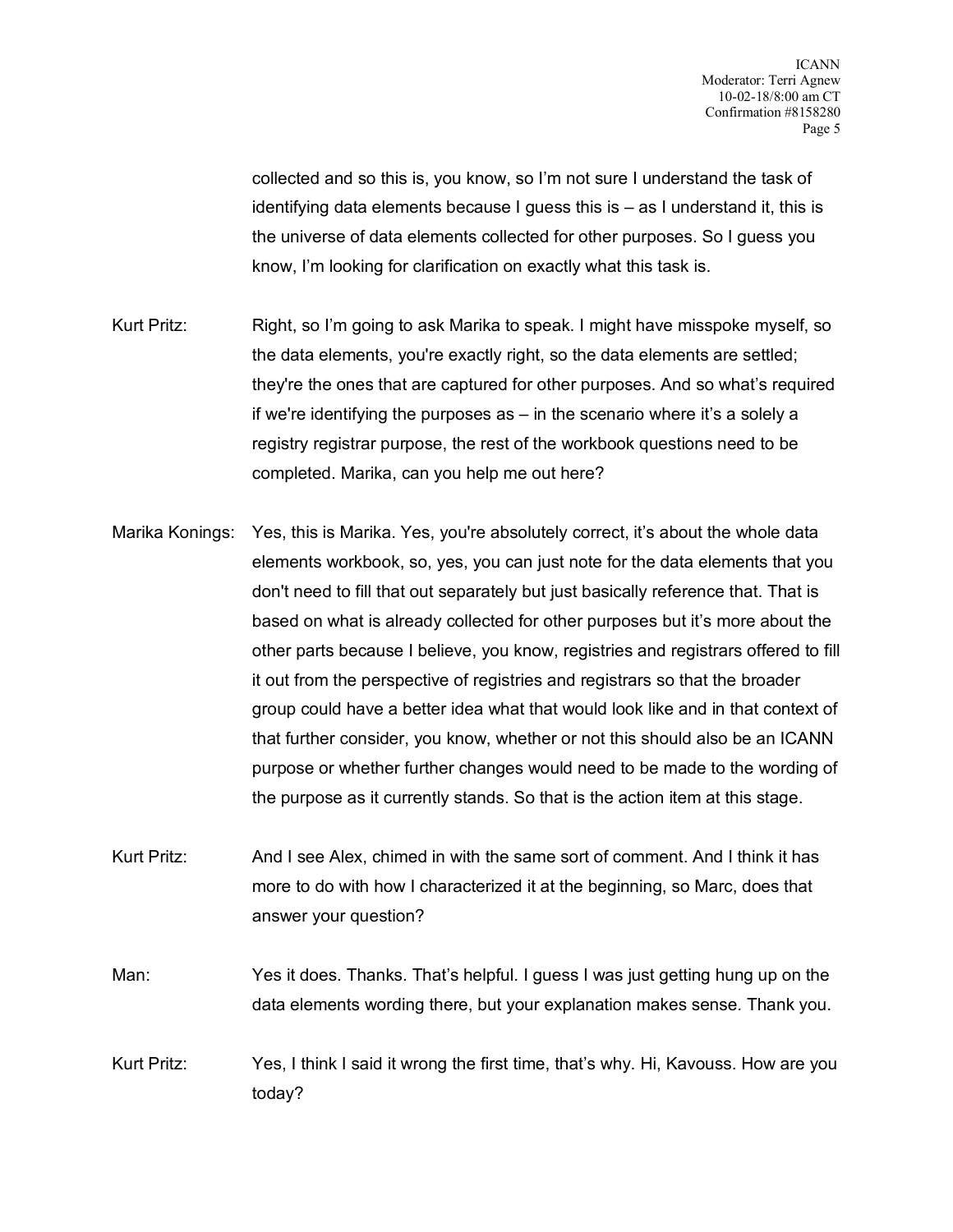collected and so this is, you know, so I'm not sure I understand the task of identifying data elements because I guess this is – as I understand it, this is the universe of data elements collected for other purposes. So I guess you know, I'm looking for clarification on exactly what this task is.

Kurt Pritz: Right, so I'm going to ask Marika to speak. I might have misspoke myself, so the data elements, you're exactly right, so the data elements are settled; they're the ones that are captured for other purposes. And so what's required if we're identifying the purposes as – in the scenario where it's a solely a registry registrar purpose, the rest of the workbook questions need to be completed. Marika, can you help me out here?

Marika Konings: Yes, this is Marika. Yes, you're absolutely correct, it's about the whole data elements workbook, so, yes, you can just note for the data elements that you don't need to fill that out separately but just basically reference that. That is based on what is already collected for other purposes but it's more about the other parts because I believe, you know, registries and registrars offered to fill it out from the perspective of registries and registrars so that the broader group could have a better idea what that would look like and in that context of that further consider, you know, whether or not this should also be an ICANN purpose or whether further changes would need to be made to the wording of the purpose as it currently stands. So that is the action item at this stage.

Kurt Pritz: And I see Alex, chimed in with the same sort of comment. And I think it has more to do with how I characterized it at the beginning, so Marc, does that answer your question?

Man: Yes it does. Thanks. That's helpful. I guess I was just getting hung up on the data elements wording there, but your explanation makes sense. Thank you.

Kurt Pritz: Yes, I think I said it wrong the first time, that's why. Hi, Kavouss. How are you today?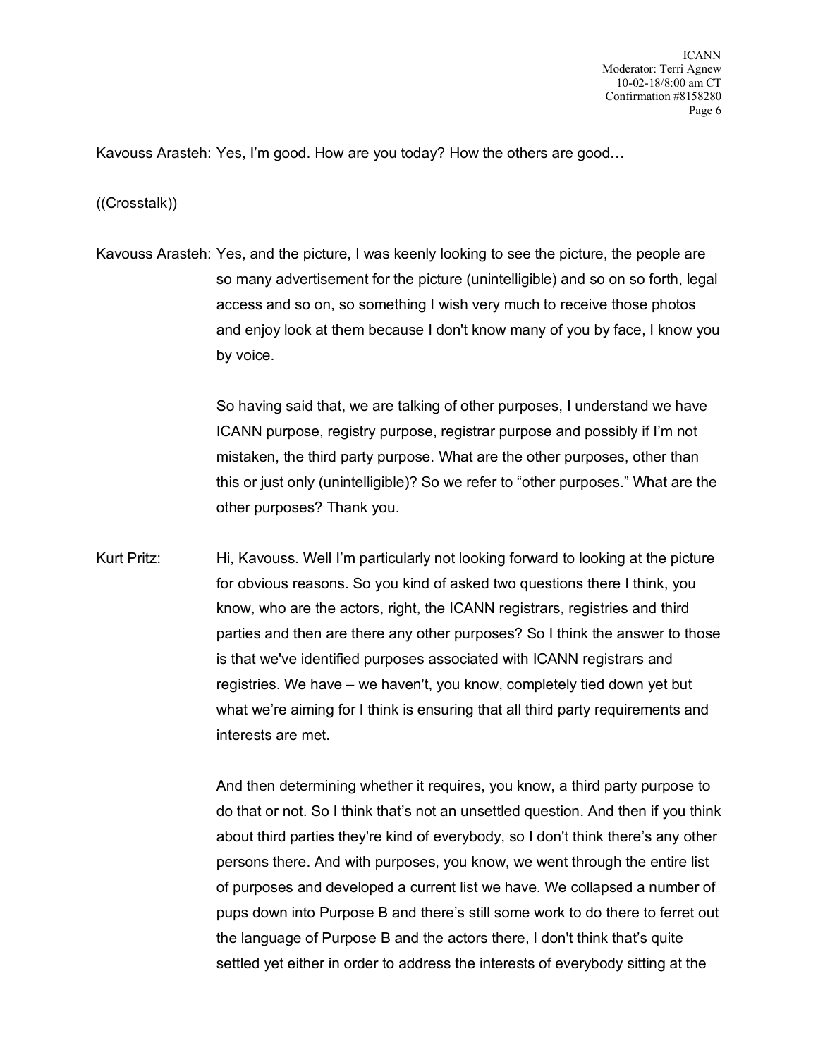Kavouss Arasteh: Yes, I'm good. How are you today? How the others are good…

((Crosstalk))

Kavouss Arasteh: Yes, and the picture, I was keenly looking to see the picture, the people are so many advertisement for the picture (unintelligible) and so on so forth, legal access and so on, so something I wish very much to receive those photos and enjoy look at them because I don't know many of you by face, I know you by voice.

So having said that, we are talking of other purposes, I understand we have ICANN purpose, registry purpose, registrar purpose and possibly if I'm not mistaken, the third party purpose. What are the other purposes, other than this or just only (unintelligible)? So we refer to "other purposes." What are the other purposes? Thank you.

Kurt Pritz: Hi, Kavouss. Well I'm particularly not looking forward to looking at the picture for obvious reasons. So you kind of asked two questions there I think, you know, who are the actors, right, the ICANN registrars, registries and third parties and then are there any other purposes? So I think the answer to those is that we've identified purposes associated with ICANN registrars and registries. We have – we haven't, you know, completely tied down yet but what we're aiming for I think is ensuring that all third party requirements and interests are met.

And then determining whether it requires, you know, a third party purpose to do that or not. So I think that's not an unsettled question. And then if you think about third parties they're kind of everybody, so I don't think there's any other persons there. And with purposes, you know, we went through the entire list of purposes and developed a current list we have. We collapsed a number of pups down into Purpose B and there's still some work to do there to ferret out the language of Purpose B and the actors there, I don't think that's quite settled yet either in order to address the interests of everybody sitting at the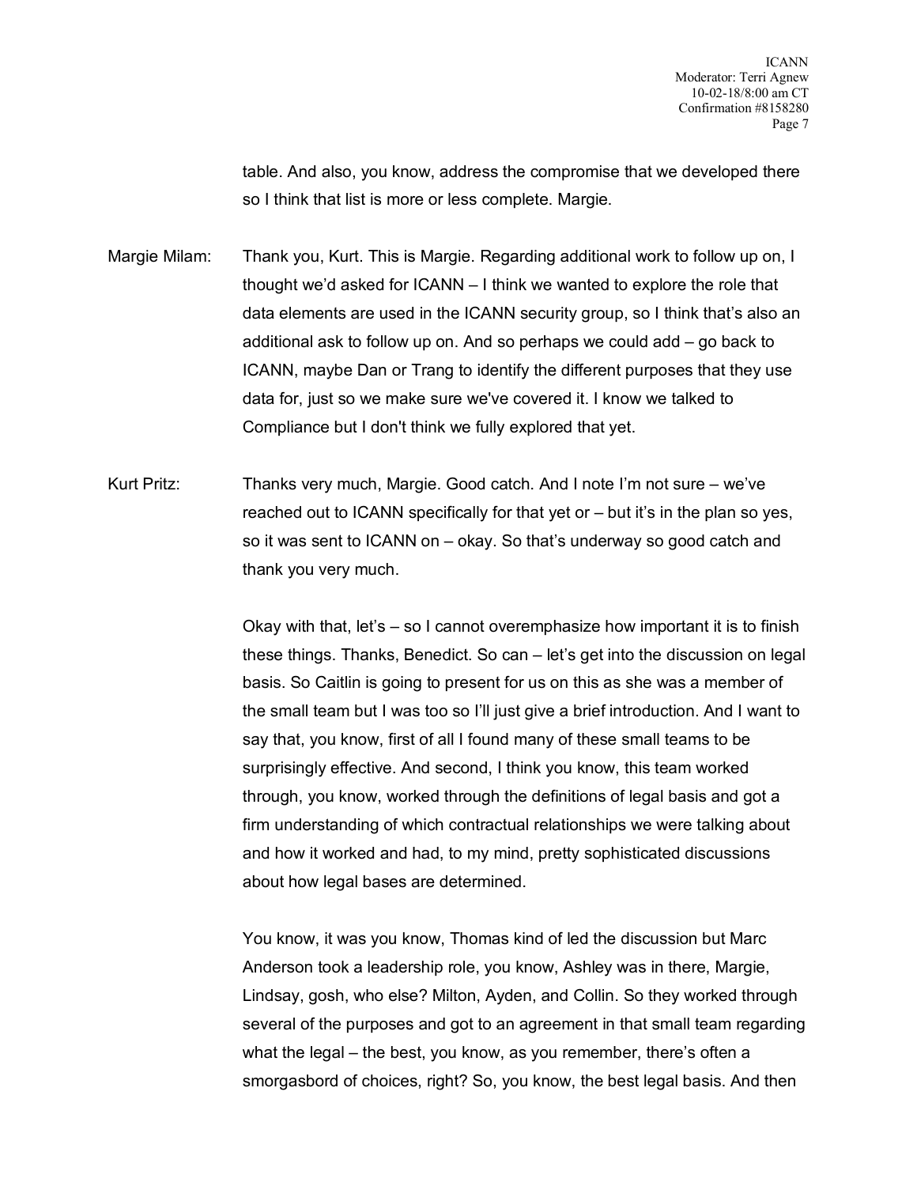table. And also, you know, address the compromise that we developed there so I think that list is more or less complete. Margie.

Margie Milam: Thank you, Kurt. This is Margie. Regarding additional work to follow up on, I thought we'd asked for ICANN – I think we wanted to explore the role that data elements are used in the ICANN security group, so I think that's also an additional ask to follow up on. And so perhaps we could add – go back to ICANN, maybe Dan or Trang to identify the different purposes that they use data for, just so we make sure we've covered it. I know we talked to Compliance but I don't think we fully explored that yet.

Kurt Pritz: Thanks very much, Margie. Good catch. And I note I'm not sure – we've reached out to ICANN specifically for that yet or – but it's in the plan so yes, so it was sent to ICANN on – okay. So that's underway so good catch and thank you very much.

Okay with that, let's – so I cannot overemphasize how important it is to finish these things. Thanks, Benedict. So can – let's get into the discussion on legal basis. So Caitlin is going to present for us on this as she was a member of the small team but I was too so I'll just give a brief introduction. And I want to say that, you know, first of all I found many of these small teams to be surprisingly effective. And second, I think you know, this team worked through, you know, worked through the definitions of legal basis and got a firm understanding of which contractual relationships we were talking about and how it worked and had, to my mind, pretty sophisticated discussions about how legal bases are determined.

You know, it was you know, Thomas kind of led the discussion but Marc Anderson took a leadership role, you know, Ashley was in there, Margie, Lindsay, gosh, who else? Milton, Ayden, and Collin. So they worked through several of the purposes and got to an agreement in that small team regarding what the legal – the best, you know, as you remember, there's often a smorgasbord of choices, right? So, you know, the best legal basis. And then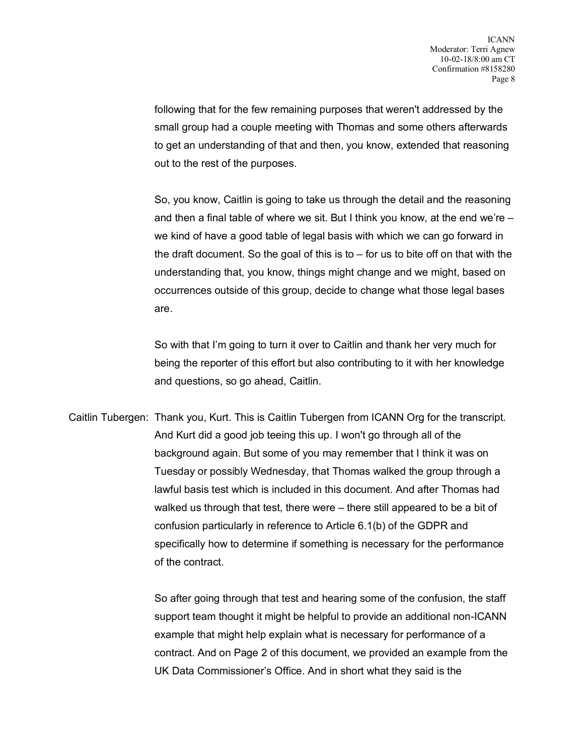following that for the few remaining purposes that weren't addressed by the small group had a couple meeting with Thomas and some others afterwards to get an understanding of that and then, you know, extended that reasoning out to the rest of the purposes.

So, you know, Caitlin is going to take us through the detail and the reasoning and then a final table of where we sit. But I think you know, at the end we're – we kind of have a good table of legal basis with which we can go forward in the draft document. So the goal of this is to – for us to bite off on that with the understanding that, you know, things might change and we might, based on occurrences outside of this group, decide to change what those legal bases are.

So with that I'm going to turn it over to Caitlin and thank her very much for being the reporter of this effort but also contributing to it with her knowledge and questions, so go ahead, Caitlin.

Caitlin Tubergen: Thank you, Kurt. This is Caitlin Tubergen from ICANN Org for the transcript. And Kurt did a good job teeing this up. I won't go through all of the background again. But some of you may remember that I think it was on Tuesday or possibly Wednesday, that Thomas walked the group through a lawful basis test which is included in this document. And after Thomas had walked us through that test, there were – there still appeared to be a bit of confusion particularly in reference to Article 6.1(b) of the GDPR and specifically how to determine if something is necessary for the performance of the contract.

So after going through that test and hearing some of the confusion, the staff support team thought it might be helpful to provide an additional non-ICANN example that might help explain what is necessary for performance of a contract. And on Page 2 of this document, we provided an example from the UK Data Commissioner's Office. And in short what they said is the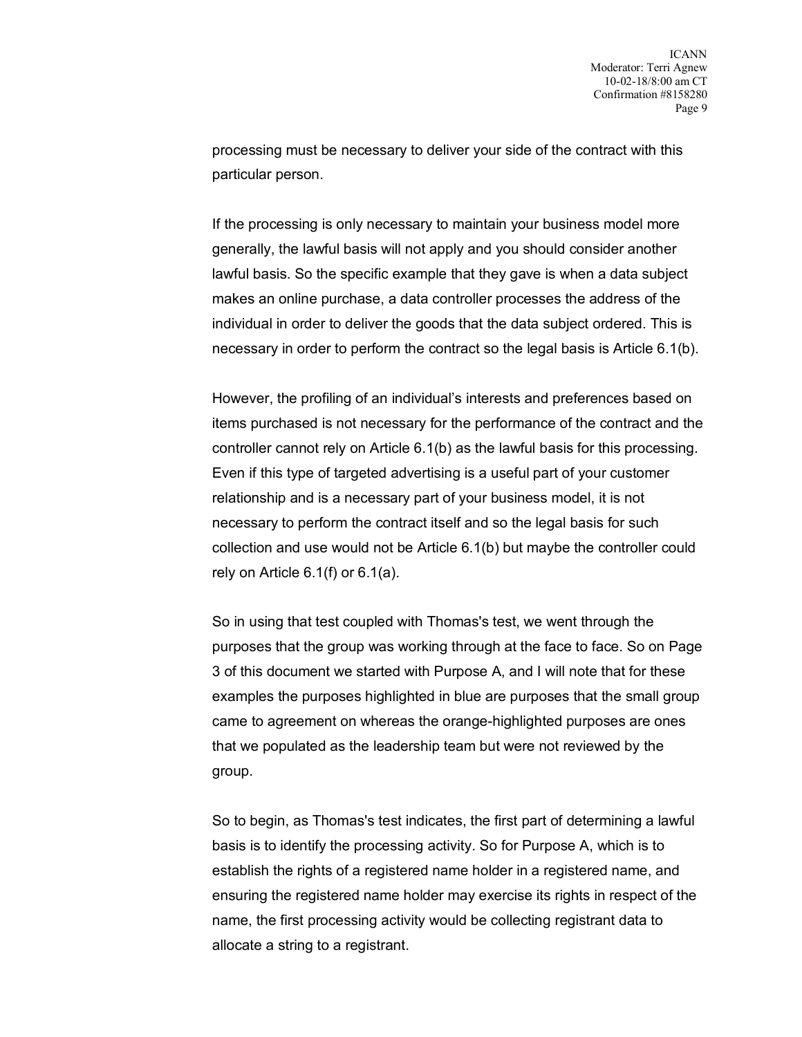processing must be necessary to deliver your side of the contract with this particular person.

If the processing is only necessary to maintain your business model more generally, the lawful basis will not apply and you should consider another lawful basis. So the specific example that they gave is when a data subject makes an online purchase, a data controller processes the address of the individual in order to deliver the goods that the data subject ordered. This is necessary in order to perform the contract so the legal basis is Article 6.1(b).

However, the profiling of an individual's interests and preferences based on items purchased is not necessary for the performance of the contract and the controller cannot rely on Article 6.1(b) as the lawful basis for this processing. Even if this type of targeted advertising is a useful part of your customer relationship and is a necessary part of your business model, it is not necessary to perform the contract itself and so the legal basis for such collection and use would not be Article 6.1(b) but maybe the controller could rely on Article 6.1(f) or 6.1(a).

So in using that test coupled with Thomas's test, we went through the purposes that the group was working through at the face to face. So on Page 3 of this document we started with Purpose A, and I will note that for these examples the purposes highlighted in blue are purposes that the small group came to agreement on whereas the orange-highlighted purposes are ones that we populated as the leadership team but were not reviewed by the group.

So to begin, as Thomas's test indicates, the first part of determining a lawful basis is to identify the processing activity. So for Purpose A, which is to establish the rights of a registered name holder in a registered name, and ensuring the registered name holder may exercise its rights in respect of the name, the first processing activity would be collecting registrant data to allocate a string to a registrant.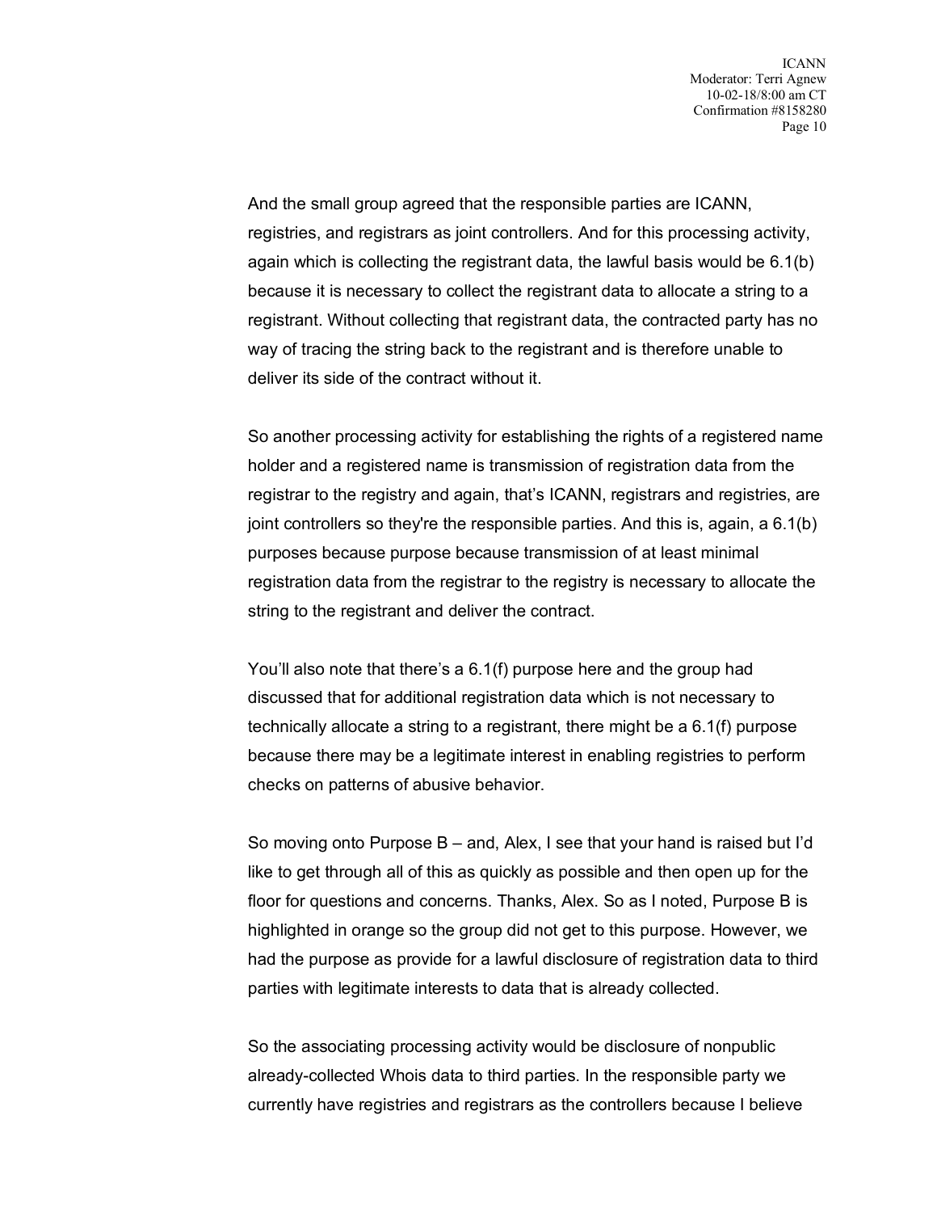And the small group agreed that the responsible parties are ICANN, registries, and registrars as joint controllers. And for this processing activity, again which is collecting the registrant data, the lawful basis would be 6.1(b) because it is necessary to collect the registrant data to allocate a string to a registrant. Without collecting that registrant data, the contracted party has no way of tracing the string back to the registrant and is therefore unable to deliver its side of the contract without it.

So another processing activity for establishing the rights of a registered name holder and a registered name is transmission of registration data from the registrar to the registry and again, that's ICANN, registrars and registries, are joint controllers so they're the responsible parties. And this is, again, a 6.1(b) purposes because purpose because transmission of at least minimal registration data from the registrar to the registry is necessary to allocate the string to the registrant and deliver the contract.

You'll also note that there's a 6.1(f) purpose here and the group had discussed that for additional registration data which is not necessary to technically allocate a string to a registrant, there might be a 6.1(f) purpose because there may be a legitimate interest in enabling registries to perform checks on patterns of abusive behavior.

So moving onto Purpose B – and, Alex, I see that your hand is raised but I'd like to get through all of this as quickly as possible and then open up for the floor for questions and concerns. Thanks, Alex. So as I noted, Purpose B is highlighted in orange so the group did not get to this purpose. However, we had the purpose as provide for a lawful disclosure of registration data to third parties with legitimate interests to data that is already collected.

So the associating processing activity would be disclosure of nonpublic already-collected Whois data to third parties. In the responsible party we currently have registries and registrars as the controllers because I believe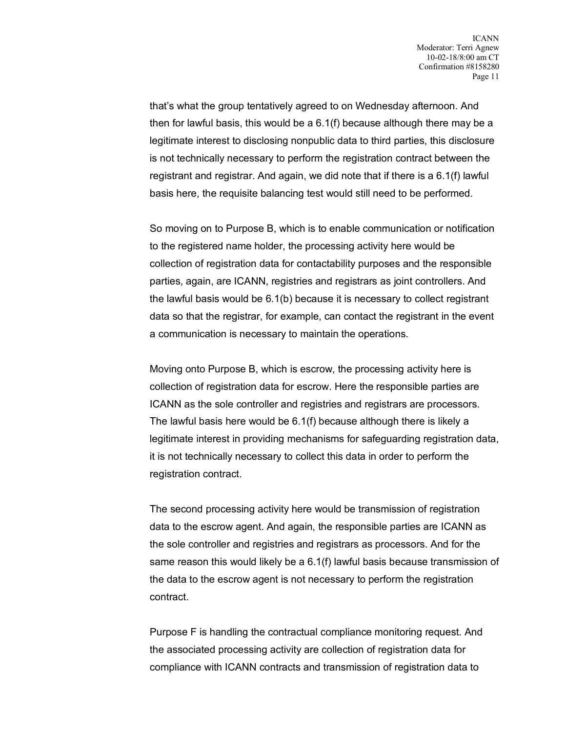that's what the group tentatively agreed to on Wednesday afternoon. And then for lawful basis, this would be a 6.1(f) because although there may be a legitimate interest to disclosing nonpublic data to third parties, this disclosure is not technically necessary to perform the registration contract between the registrant and registrar. And again, we did note that if there is a 6.1(f) lawful basis here, the requisite balancing test would still need to be performed.

So moving on to Purpose B, which is to enable communication or notification to the registered name holder, the processing activity here would be collection of registration data for contactability purposes and the responsible parties, again, are ICANN, registries and registrars as joint controllers. And the lawful basis would be 6.1(b) because it is necessary to collect registrant data so that the registrar, for example, can contact the registrant in the event a communication is necessary to maintain the operations.

Moving onto Purpose B, which is escrow, the processing activity here is collection of registration data for escrow. Here the responsible parties are ICANN as the sole controller and registries and registrars are processors. The lawful basis here would be 6.1(f) because although there is likely a legitimate interest in providing mechanisms for safeguarding registration data, it is not technically necessary to collect this data in order to perform the registration contract.

The second processing activity here would be transmission of registration data to the escrow agent. And again, the responsible parties are ICANN as the sole controller and registries and registrars as processors. And for the same reason this would likely be a 6.1(f) lawful basis because transmission of the data to the escrow agent is not necessary to perform the registration contract.

Purpose F is handling the contractual compliance monitoring request. And the associated processing activity are collection of registration data for compliance with ICANN contracts and transmission of registration data to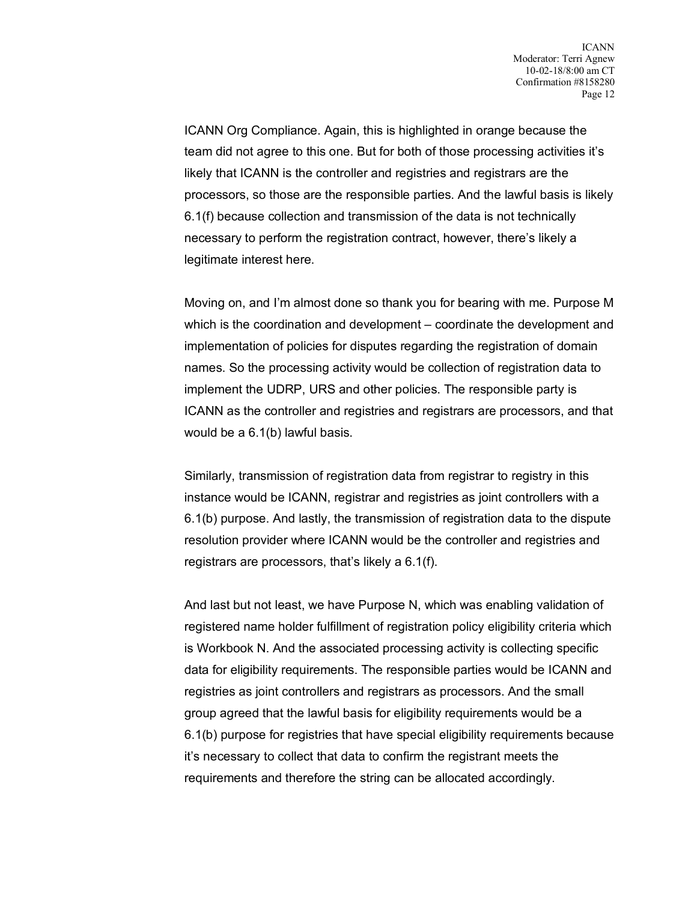ICANN Org Compliance. Again, this is highlighted in orange because the team did not agree to this one. But for both of those processing activities it's likely that ICANN is the controller and registries and registrars are the processors, so those are the responsible parties. And the lawful basis is likely 6.1(f) because collection and transmission of the data is not technically necessary to perform the registration contract, however, there's likely a legitimate interest here.

Moving on, and I'm almost done so thank you for bearing with me. Purpose M which is the coordination and development – coordinate the development and implementation of policies for disputes regarding the registration of domain names. So the processing activity would be collection of registration data to implement the UDRP, URS and other policies. The responsible party is ICANN as the controller and registries and registrars are processors, and that would be a 6.1(b) lawful basis.

Similarly, transmission of registration data from registrar to registry in this instance would be ICANN, registrar and registries as joint controllers with a 6.1(b) purpose. And lastly, the transmission of registration data to the dispute resolution provider where ICANN would be the controller and registries and registrars are processors, that's likely a 6.1(f).

And last but not least, we have Purpose N, which was enabling validation of registered name holder fulfillment of registration policy eligibility criteria which is Workbook N. And the associated processing activity is collecting specific data for eligibility requirements. The responsible parties would be ICANN and registries as joint controllers and registrars as processors. And the small group agreed that the lawful basis for eligibility requirements would be a 6.1(b) purpose for registries that have special eligibility requirements because it's necessary to collect that data to confirm the registrant meets the requirements and therefore the string can be allocated accordingly.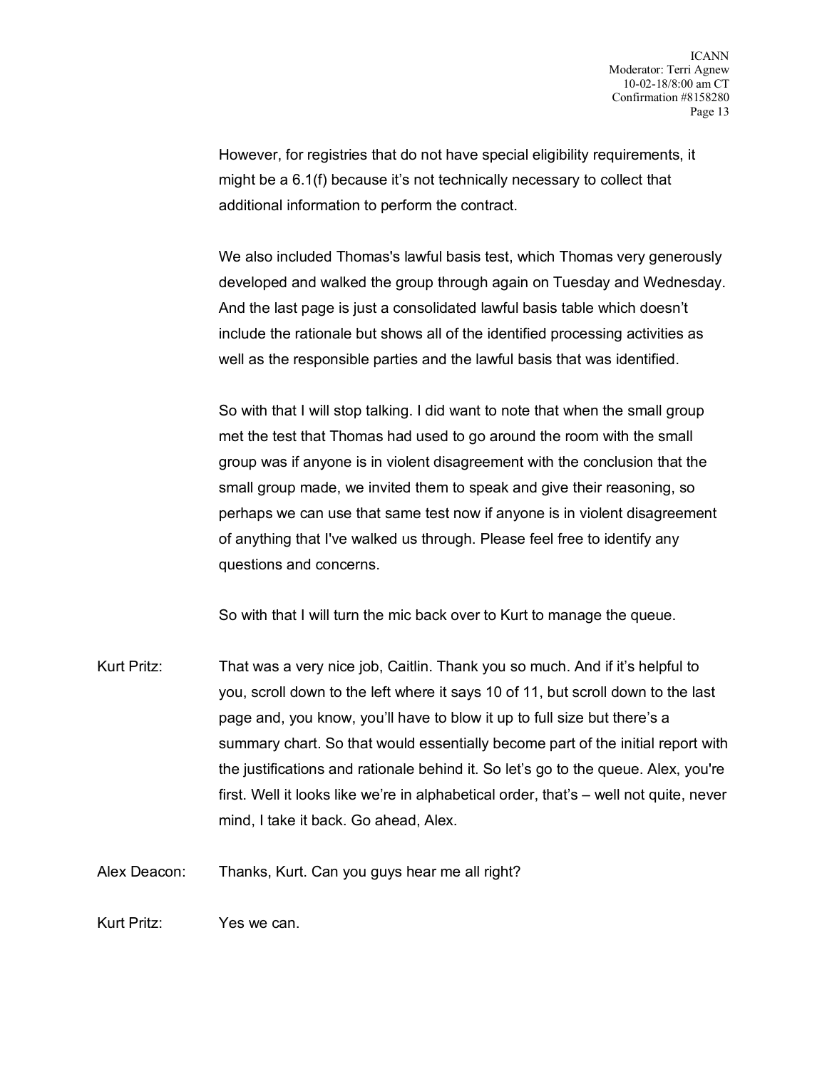However, for registries that do not have special eligibility requirements, it might be a 6.1(f) because it's not technically necessary to collect that additional information to perform the contract.

We also included Thomas's lawful basis test, which Thomas very generously developed and walked the group through again on Tuesday and Wednesday. And the last page is just a consolidated lawful basis table which doesn't include the rationale but shows all of the identified processing activities as well as the responsible parties and the lawful basis that was identified.

So with that I will stop talking. I did want to note that when the small group met the test that Thomas had used to go around the room with the small group was if anyone is in violent disagreement with the conclusion that the small group made, we invited them to speak and give their reasoning, so perhaps we can use that same test now if anyone is in violent disagreement of anything that I've walked us through. Please feel free to identify any questions and concerns.

So with that I will turn the mic back over to Kurt to manage the queue.

Kurt Pritz: That was a very nice job, Caitlin. Thank you so much. And if it's helpful to you, scroll down to the left where it says 10 of 11, but scroll down to the last page and, you know, you'll have to blow it up to full size but there's a summary chart. So that would essentially become part of the initial report with the justifications and rationale behind it. So let's go to the queue. Alex, you're first. Well it looks like we're in alphabetical order, that's – well not quite, never mind, I take it back. Go ahead, Alex.

Alex Deacon: Thanks, Kurt. Can you guys hear me all right?

Kurt Pritz: Yes we can.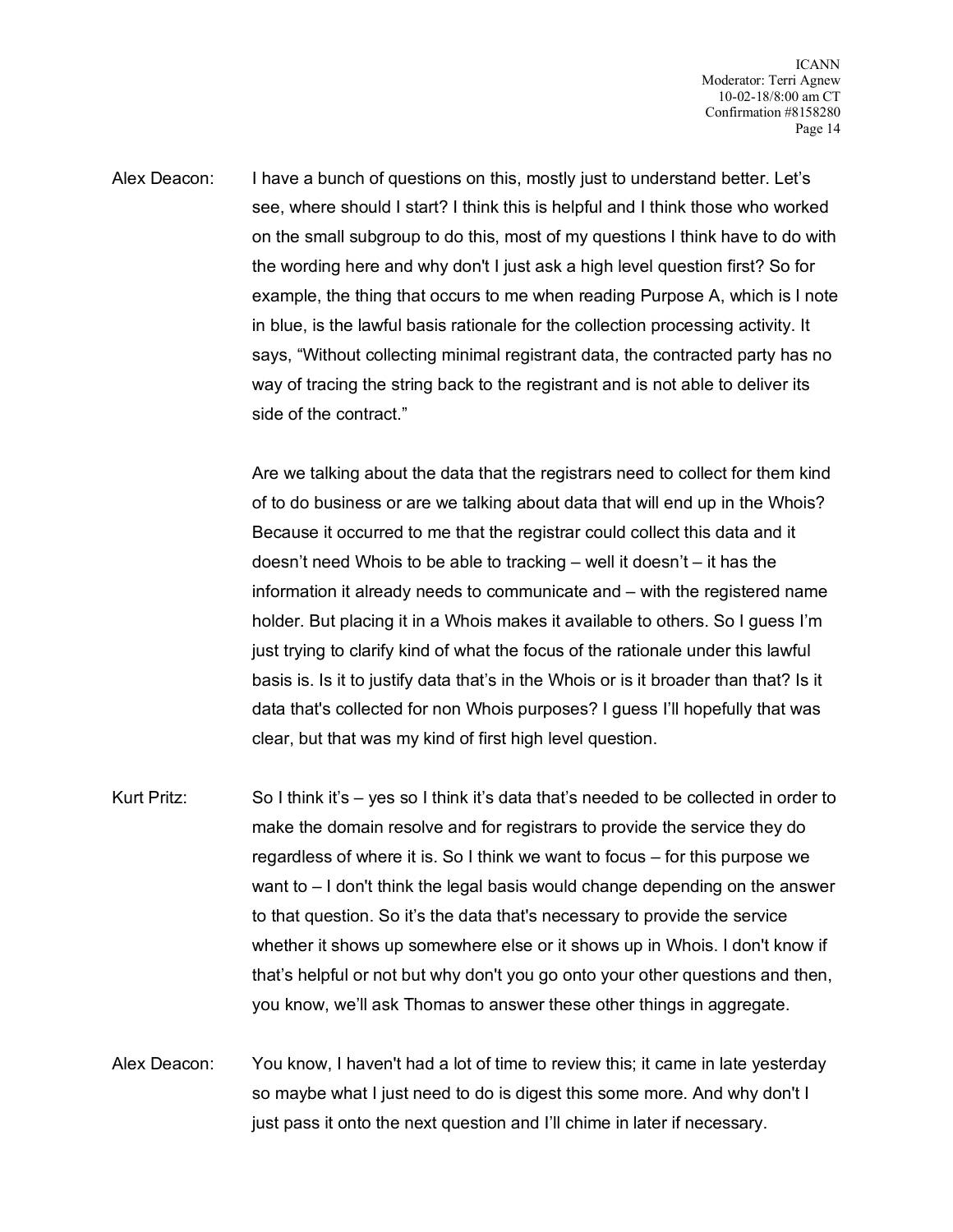Alex Deacon: I have a bunch of questions on this, mostly just to understand better. Let's see, where should I start? I think this is helpful and I think those who worked on the small subgroup to do this, most of my questions I think have to do with the wording here and why don't I just ask a high level question first? So for example, the thing that occurs to me when reading Purpose A, which is I note in blue, is the lawful basis rationale for the collection processing activity. It says, "Without collecting minimal registrant data, the contracted party has no way of tracing the string back to the registrant and is not able to deliver its side of the contract."

Are we talking about the data that the registrars need to collect for them kind of to do business or are we talking about data that will end up in the Whois? Because it occurred to me that the registrar could collect this data and it doesn't need Whois to be able to tracking – well it doesn't – it has the information it already needs to communicate and – with the registered name holder. But placing it in a Whois makes it available to others. So I guess I'm just trying to clarify kind of what the focus of the rationale under this lawful basis is. Is it to justify data that's in the Whois or is it broader than that? Is it data that's collected for non Whois purposes? I guess I'll hopefully that was clear, but that was my kind of first high level question.

Kurt Pritz: So I think it's – yes so I think it's data that's needed to be collected in order to make the domain resolve and for registrars to provide the service they do regardless of where it is. So I think we want to focus – for this purpose we want to – I don't think the legal basis would change depending on the answer to that question. So it's the data that's necessary to provide the service whether it shows up somewhere else or it shows up in Whois. I don't know if that's helpful or not but why don't you go onto your other questions and then, you know, we'll ask Thomas to answer these other things in aggregate.

Alex Deacon: You know, I haven't had a lot of time to review this; it came in late yesterday so maybe what I just need to do is digest this some more. And why don't I just pass it onto the next question and I'll chime in later if necessary.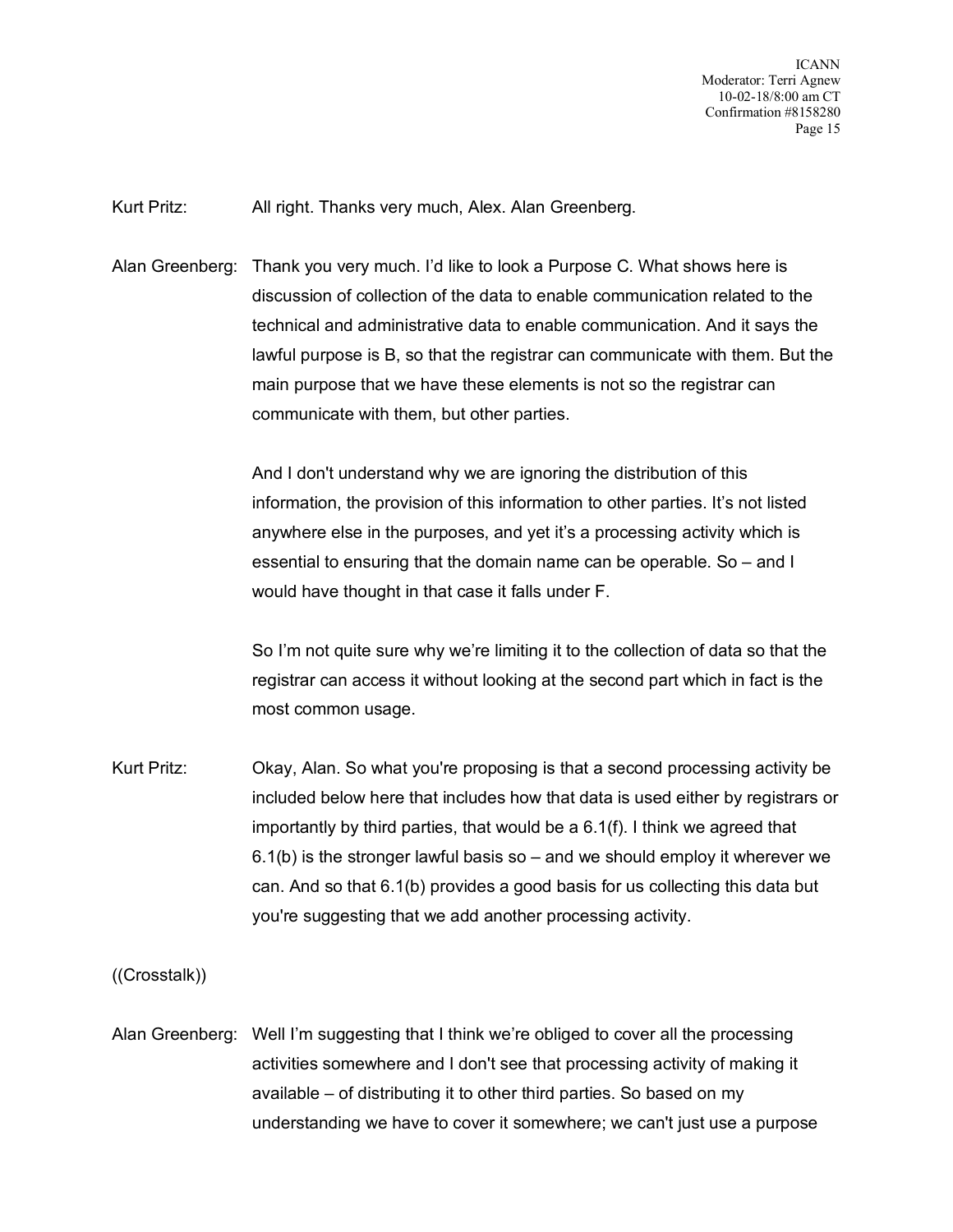Kurt Pritz: All right. Thanks very much, Alex. Alan Greenberg.

Alan Greenberg: Thank you very much. I'd like to look a Purpose C. What shows here is discussion of collection of the data to enable communication related to the technical and administrative data to enable communication. And it says the lawful purpose is B, so that the registrar can communicate with them. But the main purpose that we have these elements is not so the registrar can communicate with them, but other parties.

And I don't understand why we are ignoring the distribution of this information, the provision of this information to other parties. It's not listed anywhere else in the purposes, and yet it's a processing activity which is essential to ensuring that the domain name can be operable. So – and I would have thought in that case it falls under F.

So I'm not quite sure why we're limiting it to the collection of data so that the registrar can access it without looking at the second part which in fact is the most common usage.

Kurt Pritz: Okay, Alan. So what you're proposing is that a second processing activity be included below here that includes how that data is used either by registrars or importantly by third parties, that would be a 6.1(f). I think we agreed that 6.1(b) is the stronger lawful basis so – and we should employ it wherever we can. And so that 6.1(b) provides a good basis for us collecting this data but you're suggesting that we add another processing activity.

((Crosstalk))

Alan Greenberg: Well I'm suggesting that I think we're obliged to cover all the processing activities somewhere and I don't see that processing activity of making it available – of distributing it to other third parties. So based on my understanding we have to cover it somewhere; we can't just use a purpose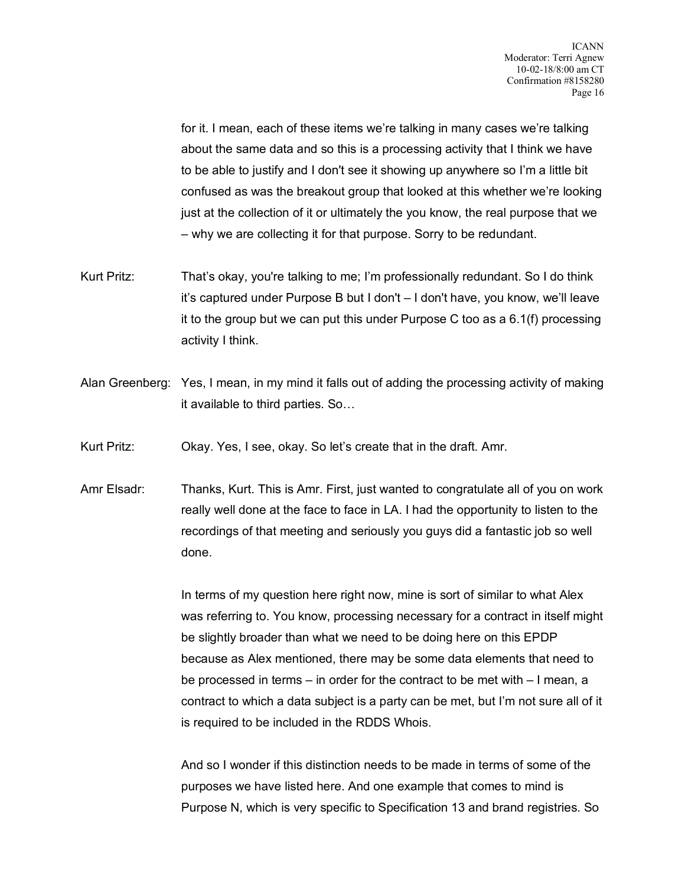for it. I mean, each of these items we're talking in many cases we're talking about the same data and so this is a processing activity that I think we have to be able to justify and I don't see it showing up anywhere so I'm a little bit confused as was the breakout group that looked at this whether we're looking just at the collection of it or ultimately the you know, the real purpose that we – why we are collecting it for that purpose. Sorry to be redundant.

Kurt Pritz: That's okay, you're talking to me; I'm professionally redundant. So I do think it's captured under Purpose B but I don't – I don't have, you know, we'll leave it to the group but we can put this under Purpose C too as a 6.1(f) processing activity I think.

Alan Greenberg: Yes, I mean, in my mind it falls out of adding the processing activity of making it available to third parties. So…

Kurt Pritz: Okay. Yes, I see, okay. So let's create that in the draft. Amr.

Amr Elsadr: Thanks, Kurt. This is Amr. First, just wanted to congratulate all of you on work really well done at the face to face in LA. I had the opportunity to listen to the recordings of that meeting and seriously you guys did a fantastic job so well done.

In terms of my question here right now, mine is sort of similar to what Alex was referring to. You know, processing necessary for a contract in itself might be slightly broader than what we need to be doing here on this EPDP because as Alex mentioned, there may be some data elements that need to be processed in terms – in order for the contract to be met with – I mean, a contract to which a data subject is a party can be met, but I'm not sure all of it is required to be included in the RDDS Whois.

And so I wonder if this distinction needs to be made in terms of some of the purposes we have listed here. And one example that comes to mind is Purpose N, which is very specific to Specification 13 and brand registries. So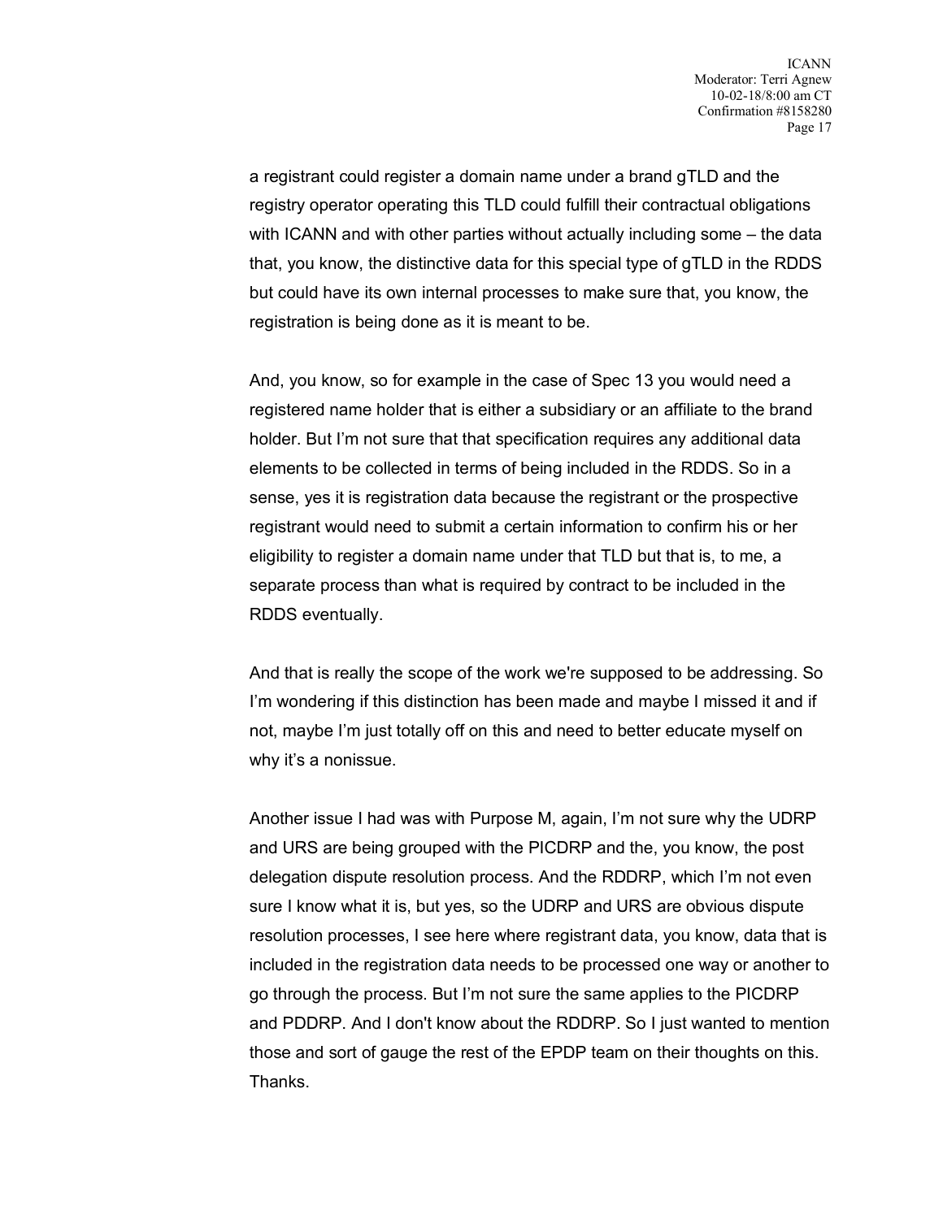a registrant could register a domain name under a brand gTLD and the registry operator operating this TLD could fulfill their contractual obligations with ICANN and with other parties without actually including some – the data that, you know, the distinctive data for this special type of gTLD in the RDDS but could have its own internal processes to make sure that, you know, the registration is being done as it is meant to be.

And, you know, so for example in the case of Spec 13 you would need a registered name holder that is either a subsidiary or an affiliate to the brand holder. But I'm not sure that that specification requires any additional data elements to be collected in terms of being included in the RDDS. So in a sense, yes it is registration data because the registrant or the prospective registrant would need to submit a certain information to confirm his or her eligibility to register a domain name under that TLD but that is, to me, a separate process than what is required by contract to be included in the RDDS eventually.

And that is really the scope of the work we're supposed to be addressing. So I'm wondering if this distinction has been made and maybe I missed it and if not, maybe I'm just totally off on this and need to better educate myself on why it's a nonissue.

Another issue I had was with Purpose M, again, I'm not sure why the UDRP and URS are being grouped with the PICDRP and the, you know, the post delegation dispute resolution process. And the RDDRP, which I'm not even sure I know what it is, but yes, so the UDRP and URS are obvious dispute resolution processes, I see here where registrant data, you know, data that is included in the registration data needs to be processed one way or another to go through the process. But I'm not sure the same applies to the PICDRP and PDDRP. And I don't know about the RDDRP. So I just wanted to mention those and sort of gauge the rest of the EPDP team on their thoughts on this. Thanks.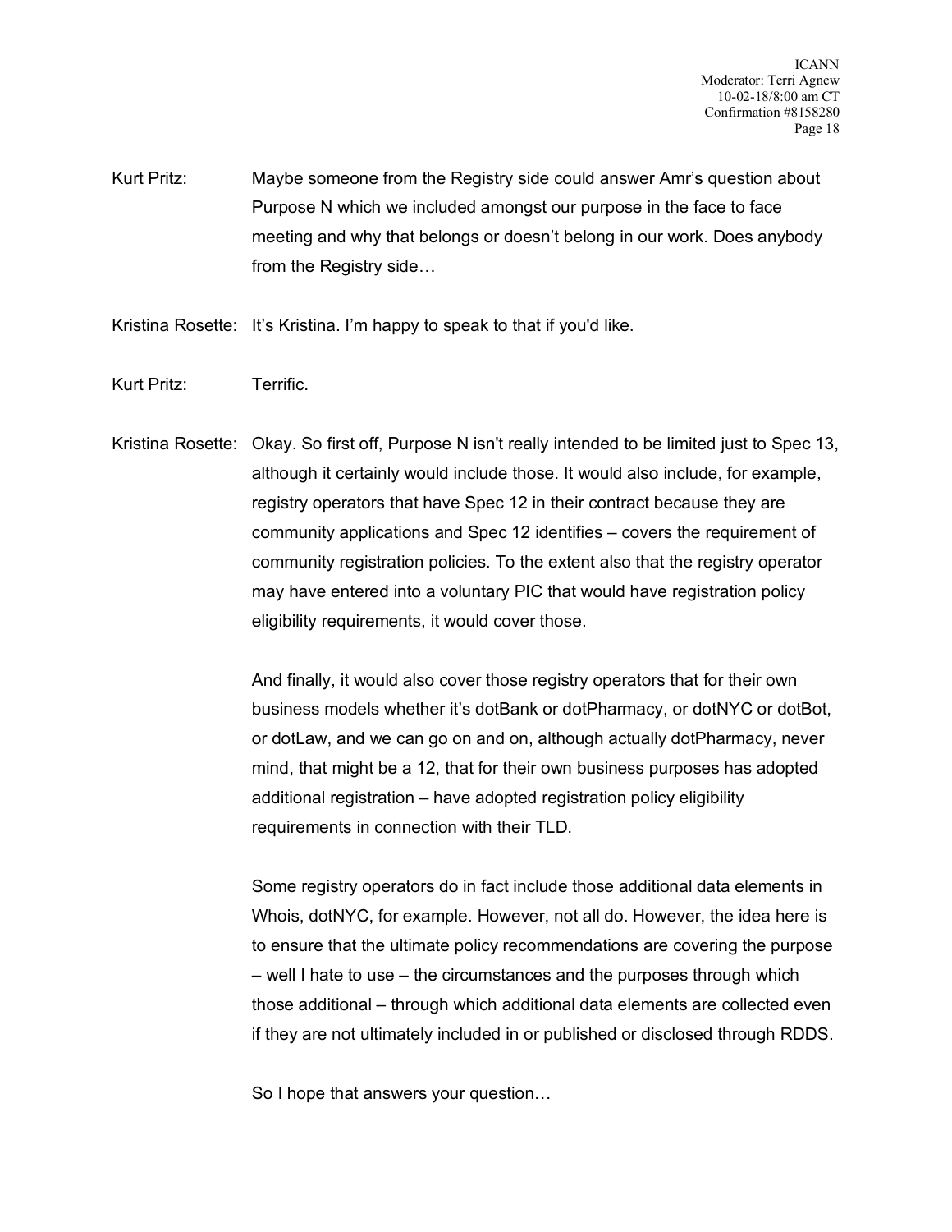Kurt Pritz: Maybe someone from the Registry side could answer Amr's question about Purpose N which we included amongst our purpose in the face to face meeting and why that belongs or doesn't belong in our work. Does anybody from the Registry side…

Kristina Rosette: It's Kristina. I'm happy to speak to that if you'd like.

Kurt Pritz: Terrific.

Kristina Rosette: Okay. So first off, Purpose N isn't really intended to be limited just to Spec 13, although it certainly would include those. It would also include, for example, registry operators that have Spec 12 in their contract because they are community applications and Spec 12 identifies – covers the requirement of community registration policies. To the extent also that the registry operator may have entered into a voluntary PIC that would have registration policy eligibility requirements, it would cover those.

And finally, it would also cover those registry operators that for their own business models whether it's dotBank or dotPharmacy, or dotNYC or dotBot, or dotLaw, and we can go on and on, although actually dotPharmacy, never mind, that might be a 12, that for their own business purposes has adopted additional registration – have adopted registration policy eligibility requirements in connection with their TLD.

Some registry operators do in fact include those additional data elements in Whois, dotNYC, for example. However, not all do. However, the idea here is to ensure that the ultimate policy recommendations are covering the purpose – well I hate to use – the circumstances and the purposes through which those additional – through which additional data elements are collected even if they are not ultimately included in or published or disclosed through RDDS.

So I hope that answers your question…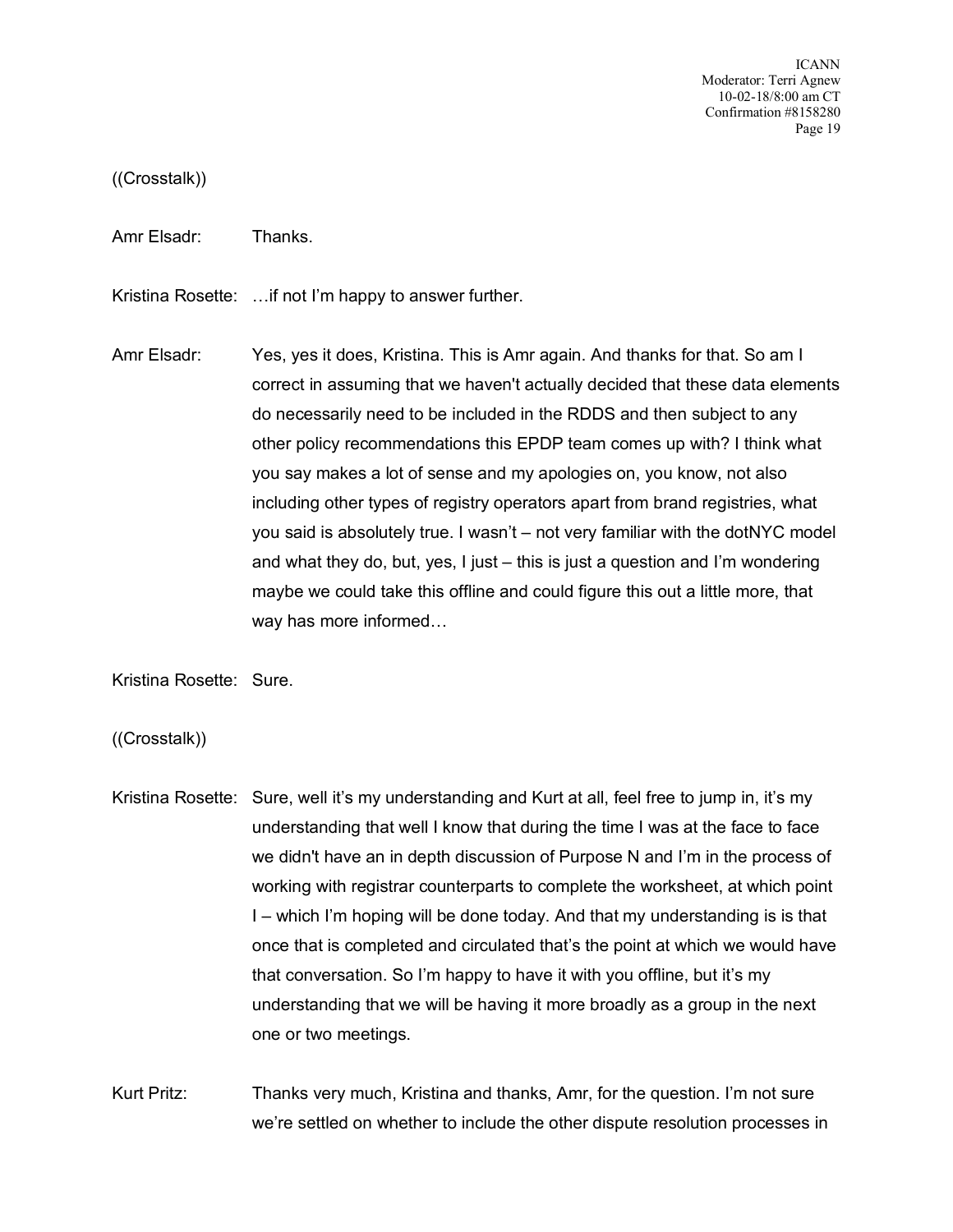((Crosstalk))

Amr Elsadr: Thanks.

Kristina Rosette: …if not I'm happy to answer further.

Amr Elsadr: Yes, yes it does, Kristina. This is Amr again. And thanks for that. So am I correct in assuming that we haven't actually decided that these data elements do necessarily need to be included in the RDDS and then subject to any other policy recommendations this EPDP team comes up with? I think what you say makes a lot of sense and my apologies on, you know, not also including other types of registry operators apart from brand registries, what you said is absolutely true. I wasn't – not very familiar with the dotNYC model and what they do, but, yes, I just – this is just a question and I'm wondering maybe we could take this offline and could figure this out a little more, that way has more informed…

Kristina Rosette: Sure.

((Crosstalk))

Kristina Rosette: Sure, well it's my understanding and Kurt at all, feel free to jump in, it's my understanding that well I know that during the time I was at the face to face we didn't have an in depth discussion of Purpose N and I'm in the process of working with registrar counterparts to complete the worksheet, at which point I – which I'm hoping will be done today. And that my understanding is is that once that is completed and circulated that's the point at which we would have that conversation. So I'm happy to have it with you offline, but it's my understanding that we will be having it more broadly as a group in the next one or two meetings.

Kurt Pritz: Thanks very much, Kristina and thanks, Amr, for the question. I'm not sure we're settled on whether to include the other dispute resolution processes in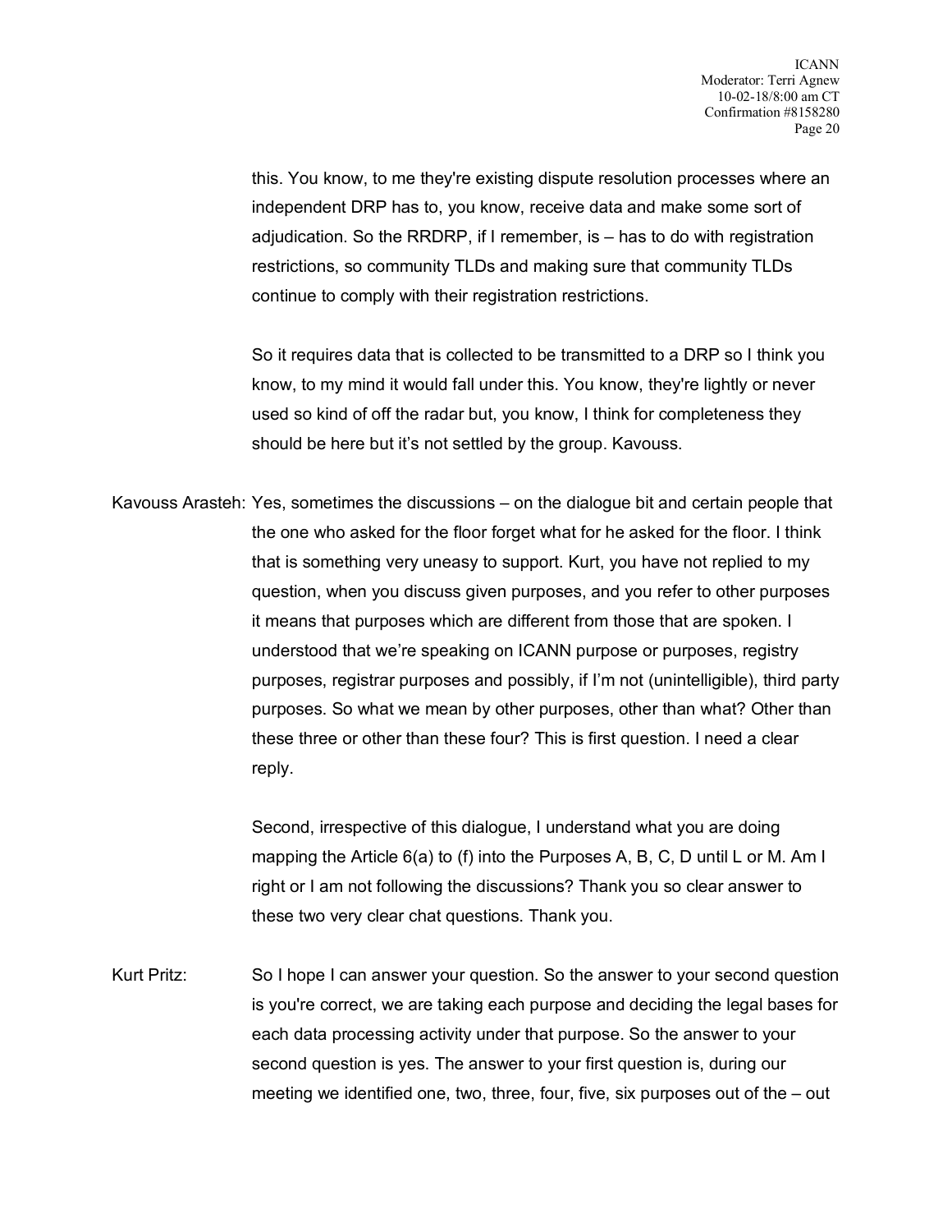this. You know, to me they're existing dispute resolution processes where an independent DRP has to, you know, receive data and make some sort of adjudication. So the RRDRP, if I remember, is – has to do with registration restrictions, so community TLDs and making sure that community TLDs continue to comply with their registration restrictions.

So it requires data that is collected to be transmitted to a DRP so I think you know, to my mind it would fall under this. You know, they're lightly or never used so kind of off the radar but, you know, I think for completeness they should be here but it's not settled by the group. Kavouss.

Kavouss Arasteh: Yes, sometimes the discussions – on the dialogue bit and certain people that the one who asked for the floor forget what for he asked for the floor. I think that is something very uneasy to support. Kurt, you have not replied to my question, when you discuss given purposes, and you refer to other purposes it means that purposes which are different from those that are spoken. I understood that we're speaking on ICANN purpose or purposes, registry purposes, registrar purposes and possibly, if I'm not (unintelligible), third party purposes. So what we mean by other purposes, other than what? Other than these three or other than these four? This is first question. I need a clear reply.

Second, irrespective of this dialogue, I understand what you are doing mapping the Article 6(a) to (f) into the Purposes A, B, C, D until L or M. Am I right or I am not following the discussions? Thank you so clear answer to these two very clear chat questions. Thank you.

Kurt Pritz: So I hope I can answer your question. So the answer to your second question is you're correct, we are taking each purpose and deciding the legal bases for each data processing activity under that purpose. So the answer to your second question is yes. The answer to your first question is, during our meeting we identified one, two, three, four, five, six purposes out of the – out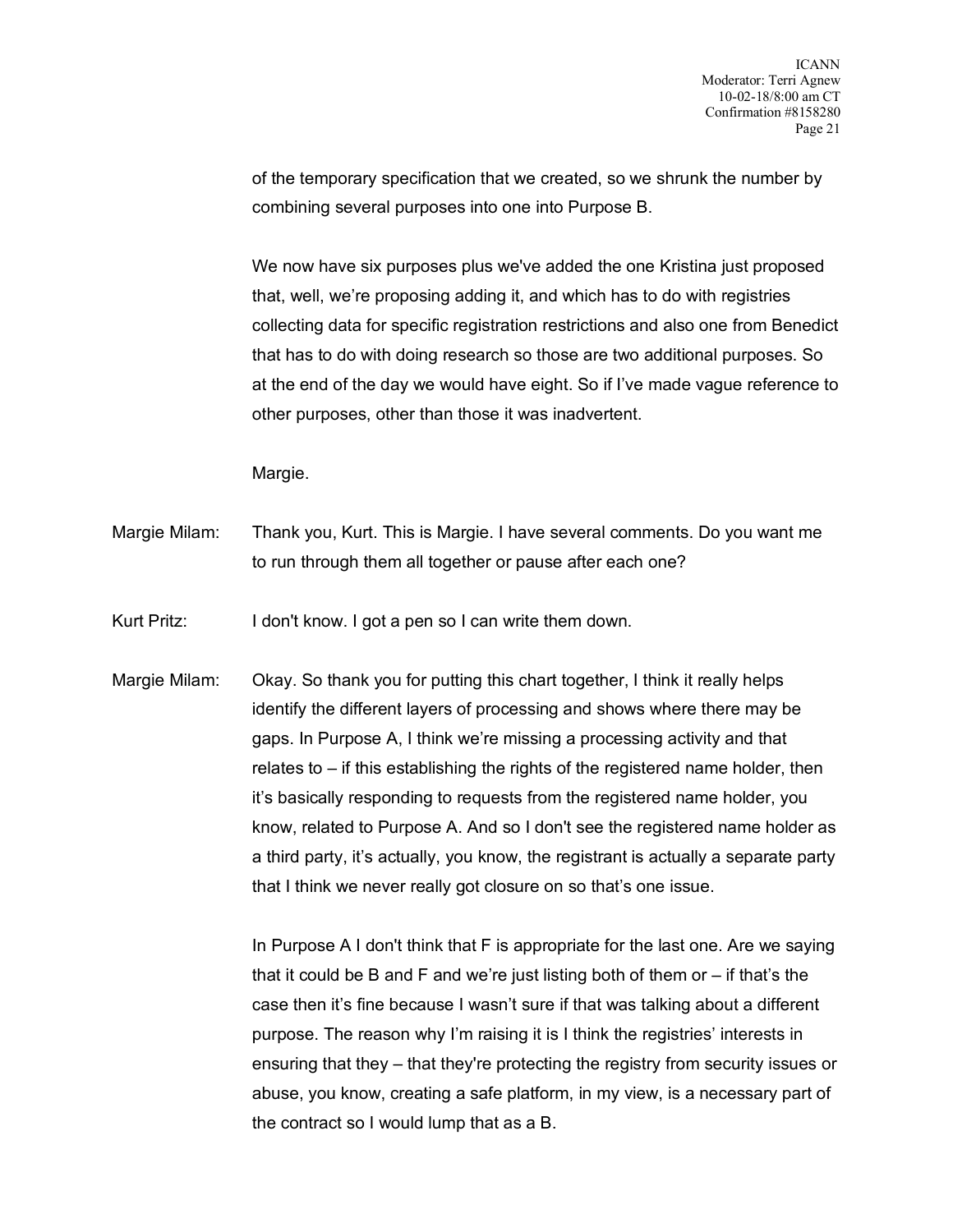of the temporary specification that we created, so we shrunk the number by combining several purposes into one into Purpose B.

We now have six purposes plus we've added the one Kristina just proposed that, well, we're proposing adding it, and which has to do with registries collecting data for specific registration restrictions and also one from Benedict that has to do with doing research so those are two additional purposes. So at the end of the day we would have eight. So if I've made vague reference to other purposes, other than those it was inadvertent.

Margie.

Margie Milam: Thank you, Kurt. This is Margie. I have several comments. Do you want me to run through them all together or pause after each one?

Kurt Pritz: I don't know. I got a pen so I can write them down.

Margie Milam: Okay. So thank you for putting this chart together, I think it really helps identify the different layers of processing and shows where there may be gaps. In Purpose A, I think we're missing a processing activity and that relates to – if this establishing the rights of the registered name holder, then it's basically responding to requests from the registered name holder, you know, related to Purpose A. And so I don't see the registered name holder as a third party, it's actually, you know, the registrant is actually a separate party that I think we never really got closure on so that's one issue.

In Purpose A I don't think that F is appropriate for the last one. Are we saying that it could be B and F and we're just listing both of them or – if that's the case then it's fine because I wasn't sure if that was talking about a different purpose. The reason why I'm raising it is I think the registries' interests in ensuring that they – that they're protecting the registry from security issues or abuse, you know, creating a safe platform, in my view, is a necessary part of the contract so I would lump that as a B.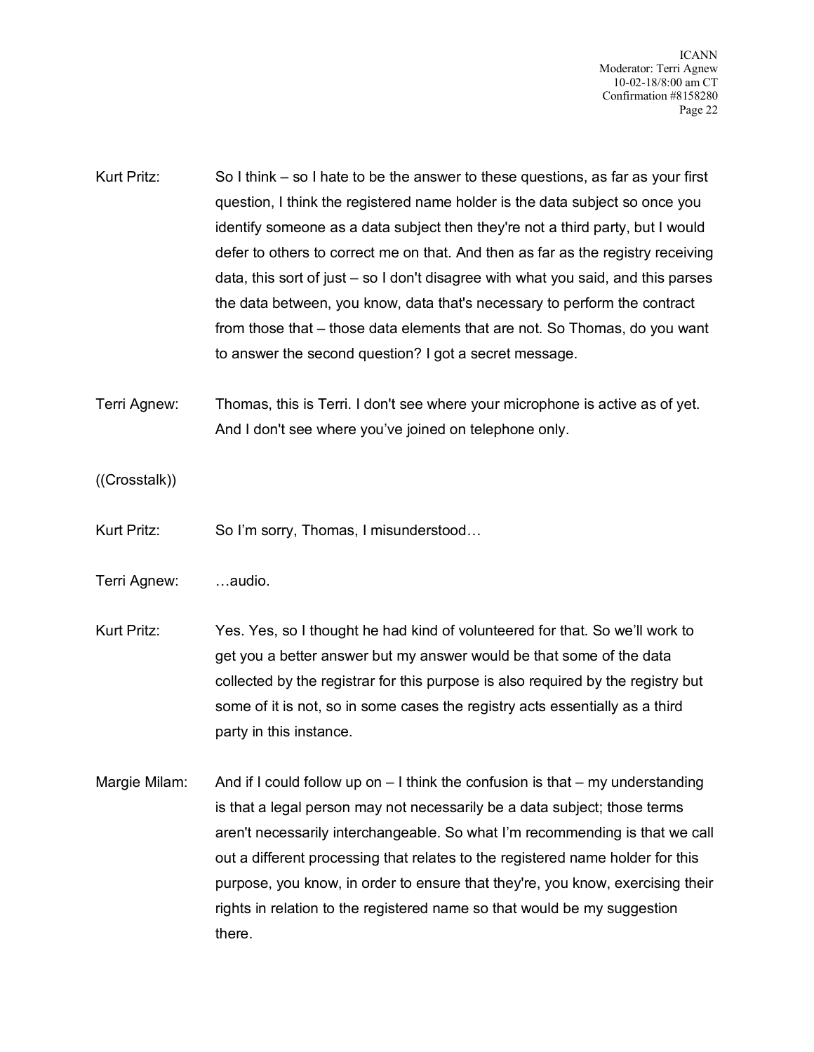Kurt Pritz: So I think – so I hate to be the answer to these questions, as far as your first question, I think the registered name holder is the data subject so once you identify someone as a data subject then they're not a third party, but I would defer to others to correct me on that. And then as far as the registry receiving data, this sort of just – so I don't disagree with what you said, and this parses the data between, you know, data that's necessary to perform the contract from those that – those data elements that are not. So Thomas, do you want to answer the second question? I got a secret message.

Terri Agnew: Thomas, this is Terri. I don't see where your microphone is active as of yet. And I don't see where you've joined on telephone only.

((Crosstalk))

Kurt Pritz: So I'm sorry, Thomas, I misunderstood…

Terri Agnew: …audio.

Kurt Pritz: Yes. Yes, so I thought he had kind of volunteered for that. So we'll work to get you a better answer but my answer would be that some of the data collected by the registrar for this purpose is also required by the registry but some of it is not, so in some cases the registry acts essentially as a third party in this instance.

Margie Milam: And if I could follow up on – I think the confusion is that – my understanding is that a legal person may not necessarily be a data subject; those terms aren't necessarily interchangeable. So what I'm recommending is that we call out a different processing that relates to the registered name holder for this purpose, you know, in order to ensure that they're, you know, exercising their rights in relation to the registered name so that would be my suggestion there.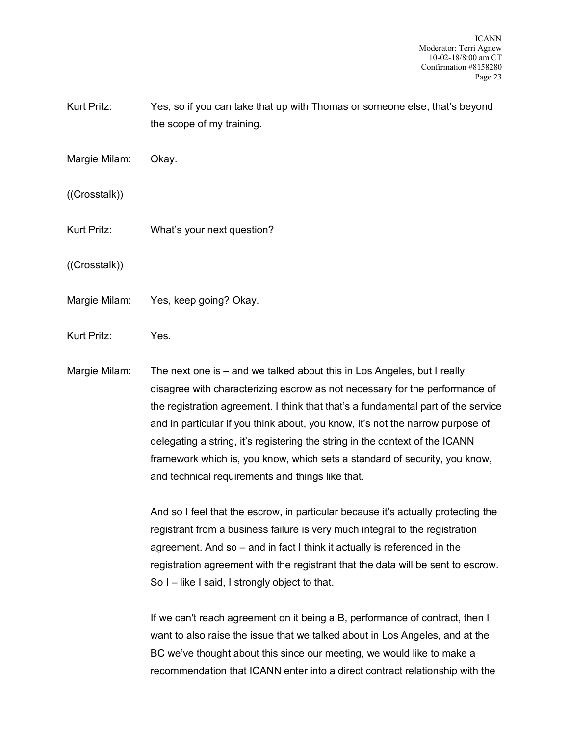Kurt Pritz: Yes, so if you can take that up with Thomas or someone else, that's beyond the scope of my training.

Margie Milam: Okay.

((Crosstalk))

Kurt Pritz: What's your next question?

((Crosstalk))

Margie Milam: Yes, keep going? Okay.

Kurt Pritz: Yes.

Margie Milam: The next one is – and we talked about this in Los Angeles, but I really disagree with characterizing escrow as not necessary for the performance of the registration agreement. I think that that's a fundamental part of the service and in particular if you think about, you know, it's not the narrow purpose of delegating a string, it's registering the string in the context of the ICANN framework which is, you know, which sets a standard of security, you know, and technical requirements and things like that.

And so I feel that the escrow, in particular because it's actually protecting the registrant from a business failure is very much integral to the registration agreement. And so – and in fact I think it actually is referenced in the registration agreement with the registrant that the data will be sent to escrow. So I – like I said, I strongly object to that.

If we can't reach agreement on it being a B, performance of contract, then I want to also raise the issue that we talked about in Los Angeles, and at the BC we've thought about this since our meeting, we would like to make a recommendation that ICANN enter into a direct contract relationship with the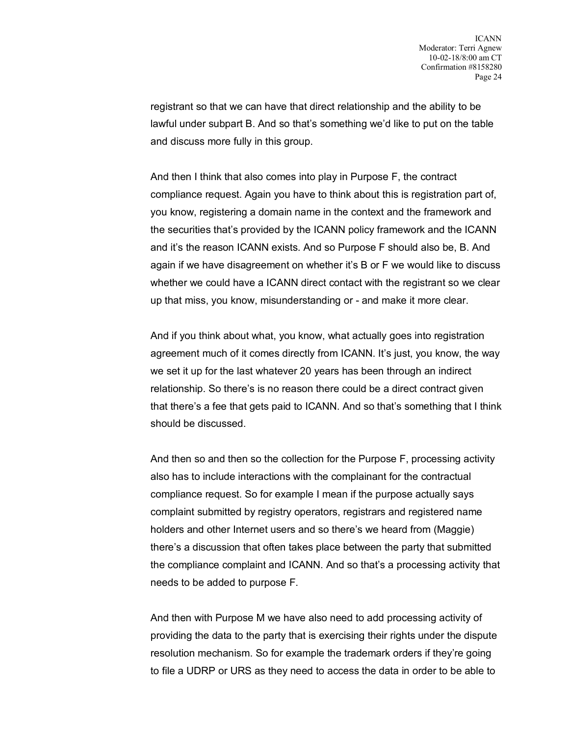registrant so that we can have that direct relationship and the ability to be lawful under subpart B. And so that's something we'd like to put on the table and discuss more fully in this group.

And then I think that also comes into play in Purpose F, the contract compliance request. Again you have to think about this is registration part of, you know, registering a domain name in the context and the framework and the securities that's provided by the ICANN policy framework and the ICANN and it's the reason ICANN exists. And so Purpose F should also be, B. And again if we have disagreement on whether it's B or F we would like to discuss whether we could have a ICANN direct contact with the registrant so we clear up that miss, you know, misunderstanding or - and make it more clear.

And if you think about what, you know, what actually goes into registration agreement much of it comes directly from ICANN. It's just, you know, the way we set it up for the last whatever 20 years has been through an indirect relationship. So there's is no reason there could be a direct contract given that there's a fee that gets paid to ICANN. And so that's something that I think should be discussed.

And then so and then so the collection for the Purpose F, processing activity also has to include interactions with the complainant for the contractual compliance request. So for example I mean if the purpose actually says complaint submitted by registry operators, registrars and registered name holders and other Internet users and so there's we heard from (Maggie) there's a discussion that often takes place between the party that submitted the compliance complaint and ICANN. And so that's a processing activity that needs to be added to purpose F.

And then with Purpose M we have also need to add processing activity of providing the data to the party that is exercising their rights under the dispute resolution mechanism. So for example the trademark orders if they're going to file a UDRP or URS as they need to access the data in order to be able to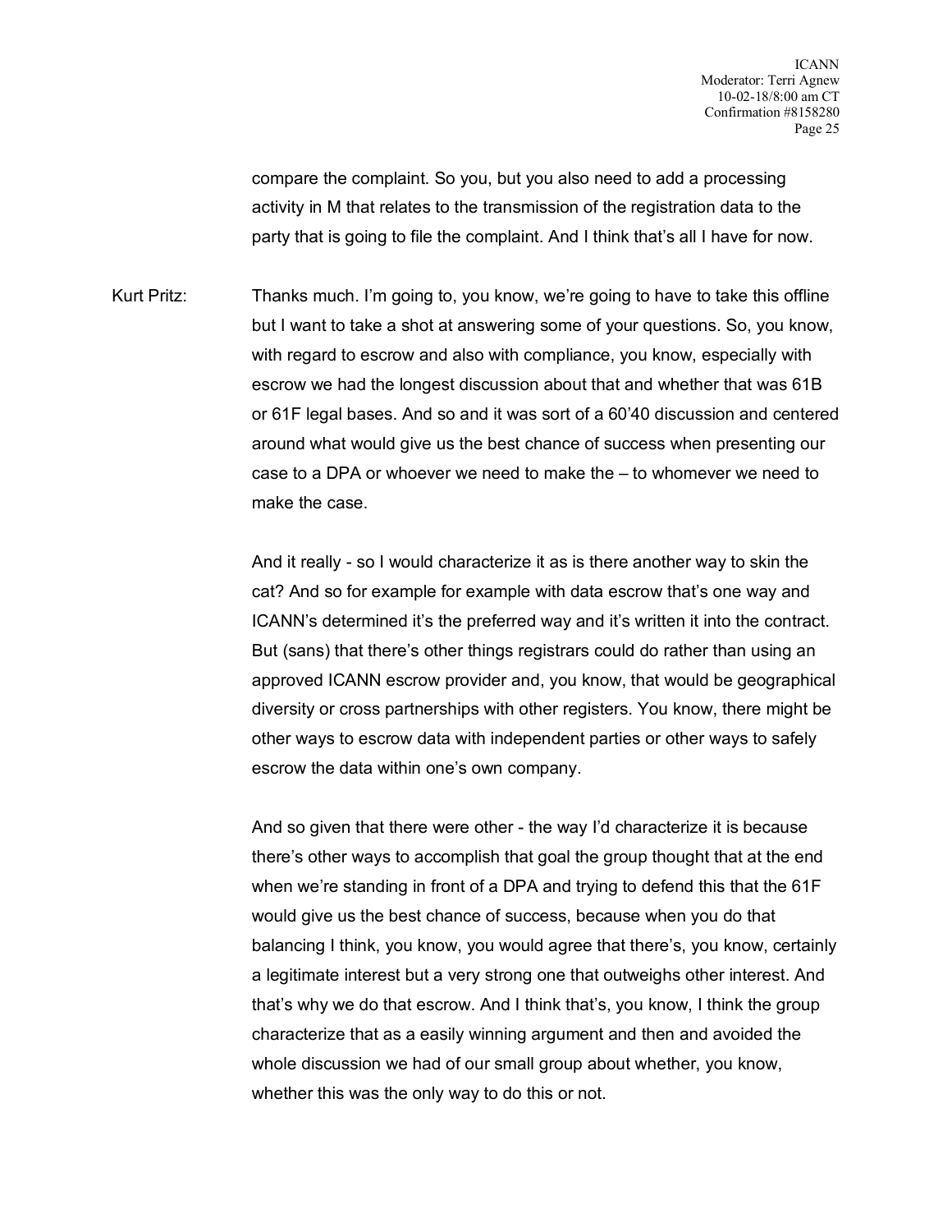compare the complaint. So you, but you also need to add a processing activity in M that relates to the transmission of the registration data to the party that is going to file the complaint. And I think that's all I have for now.

Kurt Pritz: Thanks much. I'm going to, you know, we're going to have to take this offline but I want to take a shot at answering some of your questions. So, you know, with regard to escrow and also with compliance, you know, especially with escrow we had the longest discussion about that and whether that was 61B or 61F legal bases. And so and it was sort of a 60'40 discussion and centered around what would give us the best chance of success when presenting our case to a DPA or whoever we need to make the – to whomever we need to make the case.

And it really - so I would characterize it as is there another way to skin the cat? And so for example for example with data escrow that's one way and ICANN's determined it's the preferred way and it's written it into the contract. But (sans) that there's other things registrars could do rather than using an approved ICANN escrow provider and, you know, that would be geographical diversity or cross partnerships with other registers. You know, there might be other ways to escrow data with independent parties or other ways to safely escrow the data within one's own company.

And so given that there were other - the way I'd characterize it is because there's other ways to accomplish that goal the group thought that at the end when we're standing in front of a DPA and trying to defend this that the 61F would give us the best chance of success, because when you do that balancing I think, you know, you would agree that there's, you know, certainly a legitimate interest but a very strong one that outweighs other interest. And that's why we do that escrow. And I think that's, you know, I think the group characterize that as a easily winning argument and then and avoided the whole discussion we had of our small group about whether, you know, whether this was the only way to do this or not.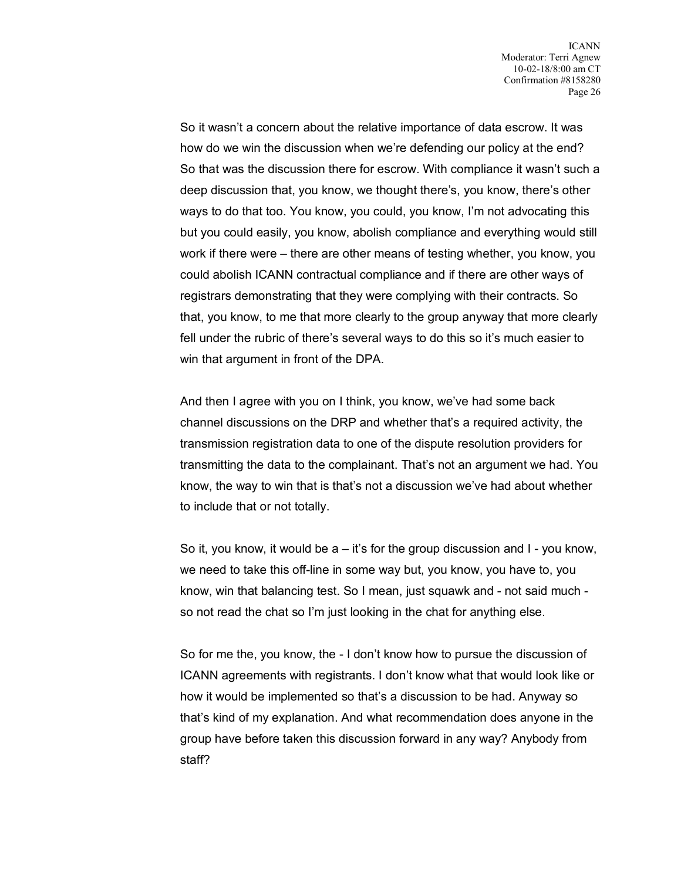So it wasn't a concern about the relative importance of data escrow. It was how do we win the discussion when we're defending our policy at the end? So that was the discussion there for escrow. With compliance it wasn't such a deep discussion that, you know, we thought there's, you know, there's other ways to do that too. You know, you could, you know, I'm not advocating this but you could easily, you know, abolish compliance and everything would still work if there were – there are other means of testing whether, you know, you could abolish ICANN contractual compliance and if there are other ways of registrars demonstrating that they were complying with their contracts. So that, you know, to me that more clearly to the group anyway that more clearly fell under the rubric of there's several ways to do this so it's much easier to win that argument in front of the DPA.

And then I agree with you on I think, you know, we've had some back channel discussions on the DRP and whether that's a required activity, the transmission registration data to one of the dispute resolution providers for transmitting the data to the complainant. That's not an argument we had. You know, the way to win that is that's not a discussion we've had about whether to include that or not totally.

So it, you know, it would be a – it's for the group discussion and I - you know, we need to take this off-line in some way but, you know, you have to, you know, win that balancing test. So I mean, just squawk and - not said much - so not read the chat so I'm just looking in the chat for anything else.

So for me the, you know, the - I don't know how to pursue the discussion of ICANN agreements with registrants. I don't know what that would look like or how it would be implemented so that's a discussion to be had. Anyway so that's kind of my explanation. And what recommendation does anyone in the group have before taken this discussion forward in any way? Anybody from staff?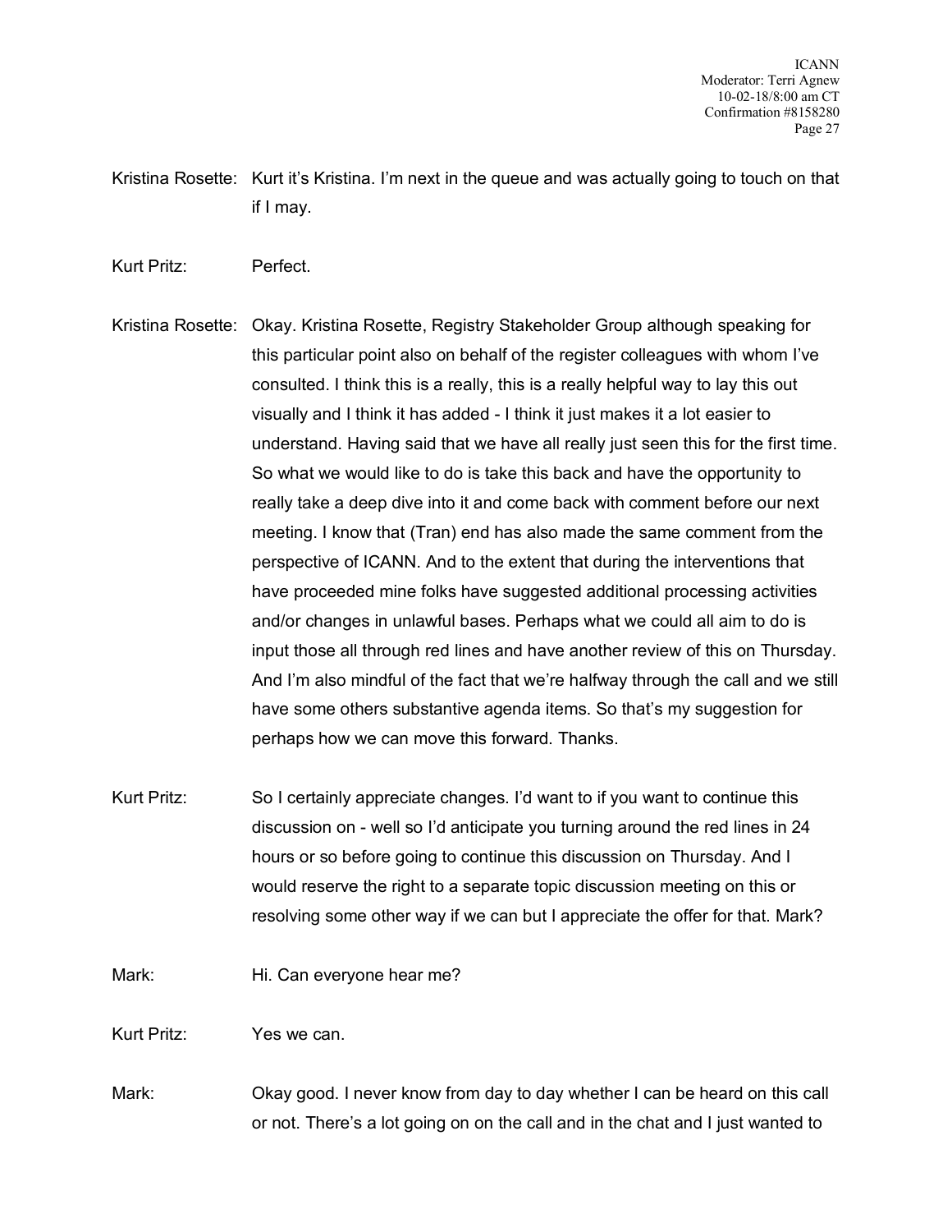Kristina Rosette: Kurt it's Kristina. I'm next in the queue and was actually going to touch on that if I may.

Kurt Pritz: Perfect.

Kristina Rosette: Okay. Kristina Rosette, Registry Stakeholder Group although speaking for this particular point also on behalf of the register colleagues with whom I've consulted. I think this is a really, this is a really helpful way to lay this out visually and I think it has added - I think it just makes it a lot easier to understand. Having said that we have all really just seen this for the first time. So what we would like to do is take this back and have the opportunity to really take a deep dive into it and come back with comment before our next meeting. I know that (Tran) end has also made the same comment from the perspective of ICANN. And to the extent that during the interventions that have proceeded mine folks have suggested additional processing activities and/or changes in unlawful bases. Perhaps what we could all aim to do is input those all through red lines and have another review of this on Thursday. And I'm also mindful of the fact that we're halfway through the call and we still have some others substantive agenda items. So that's my suggestion for perhaps how we can move this forward. Thanks.

Kurt Pritz: So I certainly appreciate changes. I'd want to if you want to continue this discussion on - well so I'd anticipate you turning around the red lines in 24 hours or so before going to continue this discussion on Thursday. And I would reserve the right to a separate topic discussion meeting on this or resolving some other way if we can but I appreciate the offer for that. Mark?

Mark: Hi. Can everyone hear me?

Kurt Pritz: Yes we can.

Mark: Okay good. I never know from day to day whether I can be heard on this call or not. There's a lot going on on the call and in the chat and I just wanted to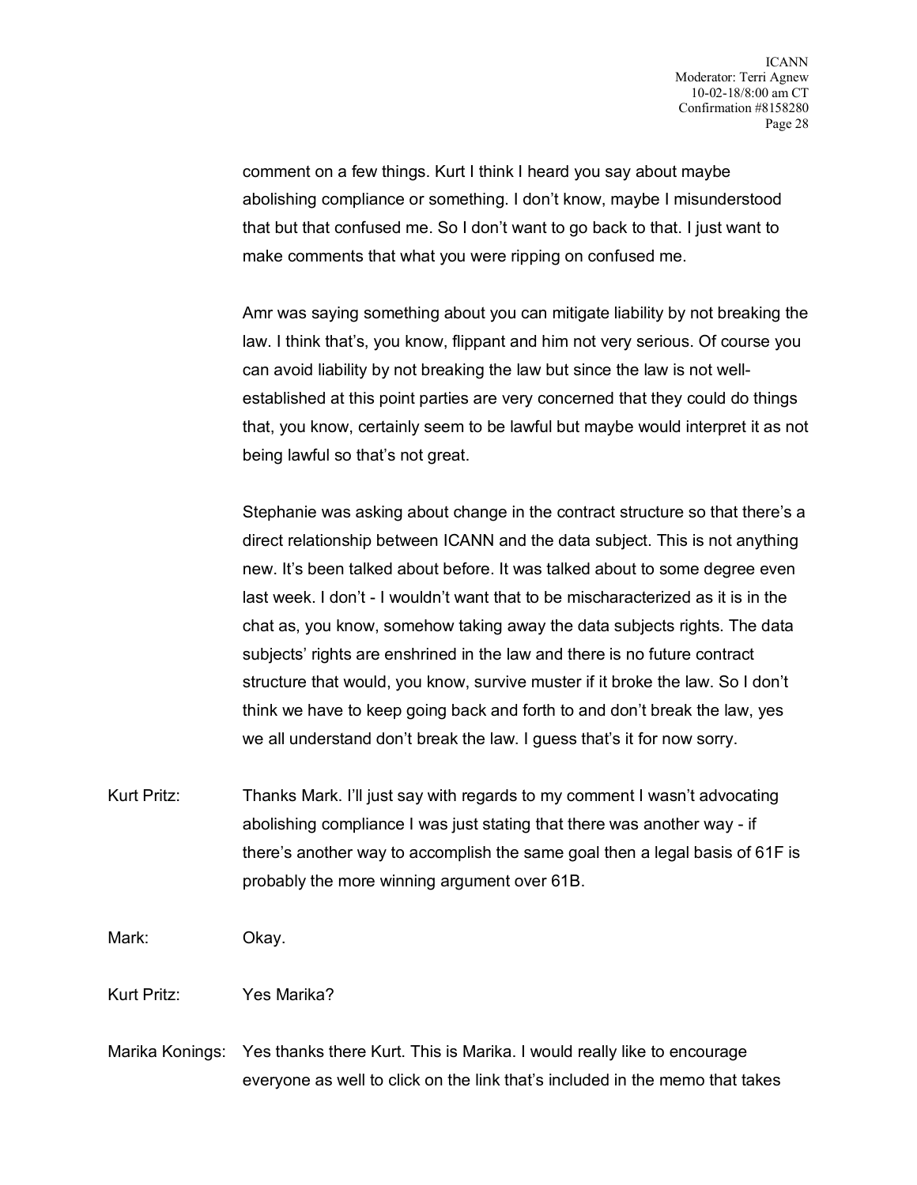comment on a few things. Kurt I think I heard you say about maybe abolishing compliance or something. I don't know, maybe I misunderstood that but that confused me. So I don't want to go back to that. I just want to make comments that what you were ripping on confused me.

Amr was saying something about you can mitigate liability by not breaking the law. I think that's, you know, flippant and him not very serious. Of course you can avoid liability by not breaking the law but since the law is not well-established at this point parties are very concerned that they could do things that, you know, certainly seem to be lawful but maybe would interpret it as not being lawful so that's not great.

Stephanie was asking about change in the contract structure so that there's a direct relationship between ICANN and the data subject. This is not anything new. It's been talked about before. It was talked about to some degree even last week. I don't - I wouldn't want that to be mischaracterized as it is in the chat as, you know, somehow taking away the data subjects rights. The data subjects' rights are enshrined in the law and there is no future contract structure that would, you know, survive muster if it broke the law. So I don't think we have to keep going back and forth to and don't break the law, yes we all understand don't break the law. I guess that's it for now sorry.

Kurt Pritz: Thanks Mark. I'll just say with regards to my comment I wasn't advocating abolishing compliance I was just stating that there was another way - if there's another way to accomplish the same goal then a legal basis of 61F is probably the more winning argument over 61B.

Mark: Okay.

Kurt Pritz: Yes Marika?

Marika Konings: Yes thanks there Kurt. This is Marika. I would really like to encourage everyone as well to click on the link that's included in the memo that takes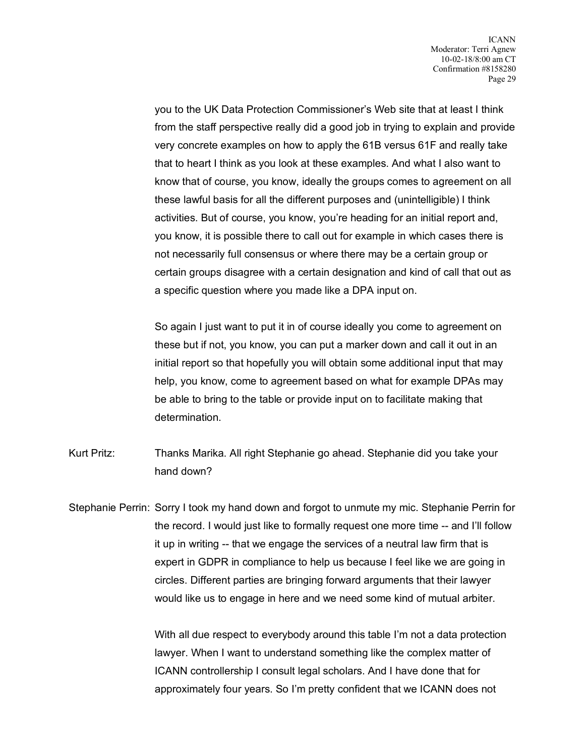you to the UK Data Protection Commissioner's Web site that at least I think from the staff perspective really did a good job in trying to explain and provide very concrete examples on how to apply the 61B versus 61F and really take that to heart I think as you look at these examples. And what I also want to know that of course, you know, ideally the groups comes to agreement on all these lawful basis for all the different purposes and (unintelligible) I think activities. But of course, you know, you're heading for an initial report and, you know, it is possible there to call out for example in which cases there is not necessarily full consensus or where there may be a certain group or certain groups disagree with a certain designation and kind of call that out as a specific question where you made like a DPA input on.

So again I just want to put it in of course ideally you come to agreement on these but if not, you know, you can put a marker down and call it out in an initial report so that hopefully you will obtain some additional input that may help, you know, come to agreement based on what for example DPAs may be able to bring to the table or provide input on to facilitate making that determination.

Kurt Pritz: Thanks Marika. All right Stephanie go ahead. Stephanie did you take your hand down?

Stephanie Perrin: Sorry I took my hand down and forgot to unmute my mic. Stephanie Perrin for the record. I would just like to formally request one more time -- and I'll follow it up in writing -- that we engage the services of a neutral law firm that is expert in GDPR in compliance to help us because I feel like we are going in circles. Different parties are bringing forward arguments that their lawyer would like us to engage in here and we need some kind of mutual arbiter.

With all due respect to everybody around this table I'm not a data protection lawyer. When I want to understand something like the complex matter of ICANN controllership I consult legal scholars. And I have done that for approximately four years. So I'm pretty confident that we ICANN does not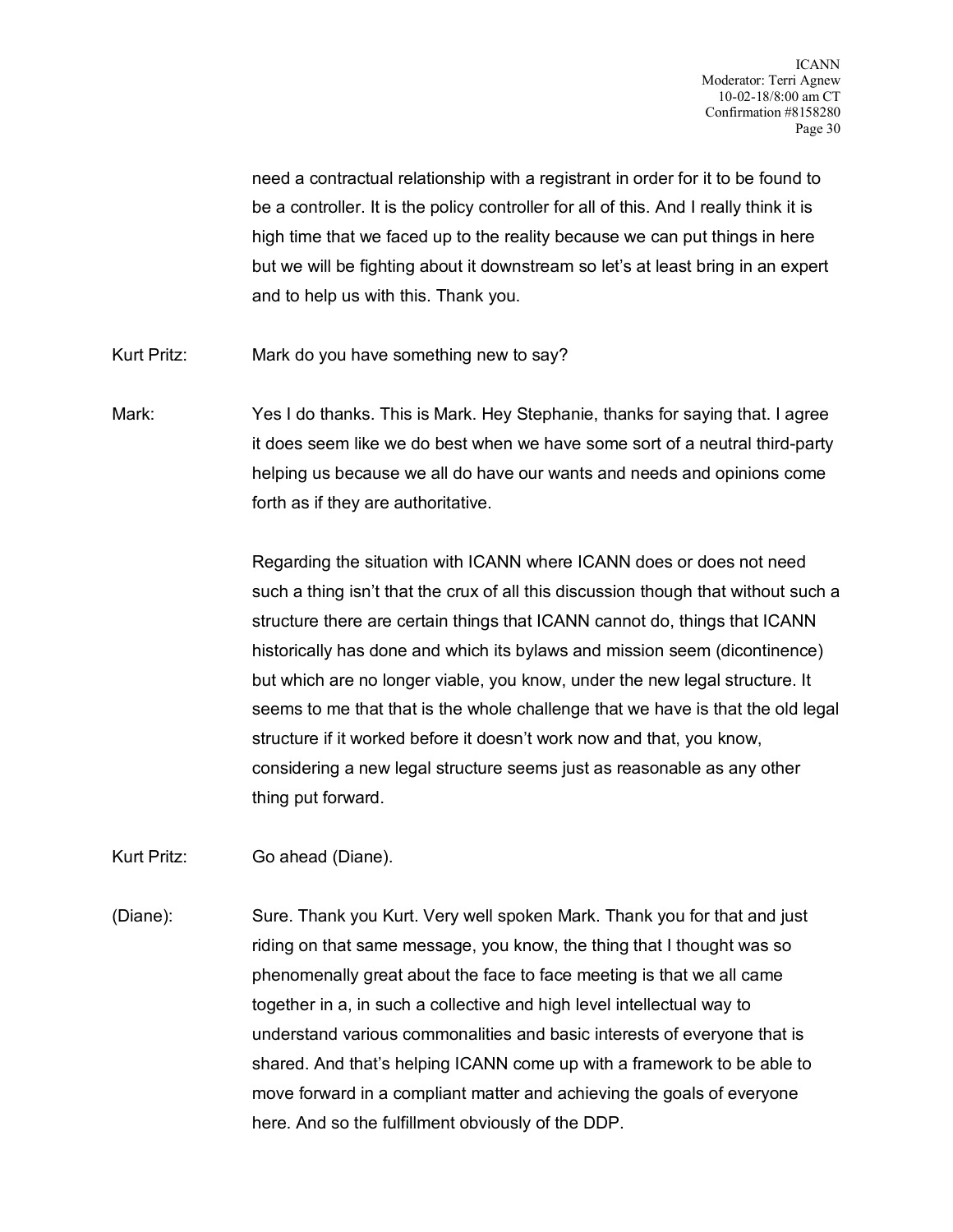need a contractual relationship with a registrant in order for it to be found to be a controller. It is the policy controller for all of this. And I really think it is high time that we faced up to the reality because we can put things in here but we will be fighting about it downstream so let's at least bring in an expert and to help us with this. Thank you.

Kurt Pritz: Mark do you have something new to say?

Mark: Yes I do thanks. This is Mark. Hey Stephanie, thanks for saying that. I agree it does seem like we do best when we have some sort of a neutral third-party helping us because we all do have our wants and needs and opinions come forth as if they are authoritative.

Regarding the situation with ICANN where ICANN does or does not need such a thing isn't that the crux of all this discussion though that without such a structure there are certain things that ICANN cannot do, things that ICANN historically has done and which its bylaws and mission seem (dicontinence) but which are no longer viable, you know, under the new legal structure. It seems to me that that is the whole challenge that we have is that the old legal structure if it worked before it doesn't work now and that, you know, considering a new legal structure seems just as reasonable as any other thing put forward.

Kurt Pritz: Go ahead (Diane).

(Diane): Sure. Thank you Kurt. Very well spoken Mark. Thank you for that and just riding on that same message, you know, the thing that I thought was so phenomenally great about the face to face meeting is that we all came together in a, in such a collective and high level intellectual way to understand various commonalities and basic interests of everyone that is shared. And that's helping ICANN come up with a framework to be able to move forward in a compliant matter and achieving the goals of everyone here. And so the fulfillment obviously of the DDP.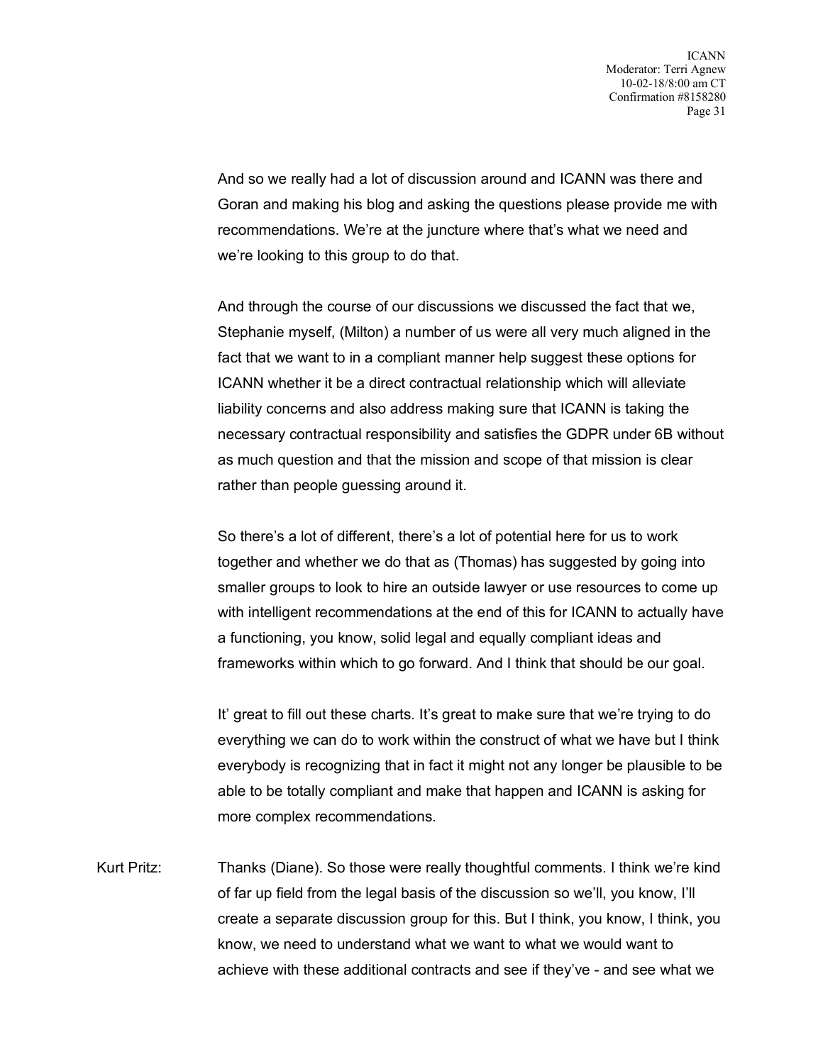And so we really had a lot of discussion around and ICANN was there and Goran and making his blog and asking the questions please provide me with recommendations. We're at the juncture where that's what we need and we're looking to this group to do that.

And through the course of our discussions we discussed the fact that we, Stephanie myself, (Milton) a number of us were all very much aligned in the fact that we want to in a compliant manner help suggest these options for ICANN whether it be a direct contractual relationship which will alleviate liability concerns and also address making sure that ICANN is taking the necessary contractual responsibility and satisfies the GDPR under 6B without as much question and that the mission and scope of that mission is clear rather than people guessing around it.

So there's a lot of different, there's a lot of potential here for us to work together and whether we do that as (Thomas) has suggested by going into smaller groups to look to hire an outside lawyer or use resources to come up with intelligent recommendations at the end of this for ICANN to actually have a functioning, you know, solid legal and equally compliant ideas and frameworks within which to go forward. And I think that should be our goal.

It' great to fill out these charts. It's great to make sure that we're trying to do everything we can do to work within the construct of what we have but I think everybody is recognizing that in fact it might not any longer be plausible to be able to be totally compliant and make that happen and ICANN is asking for more complex recommendations.

Kurt Pritz: Thanks (Diane). So those were really thoughtful comments. I think we're kind of far up field from the legal basis of the discussion so we'll, you know, I'll create a separate discussion group for this. But I think, you know, I think, you know, we need to understand what we want to what we would want to achieve with these additional contracts and see if they've - and see what we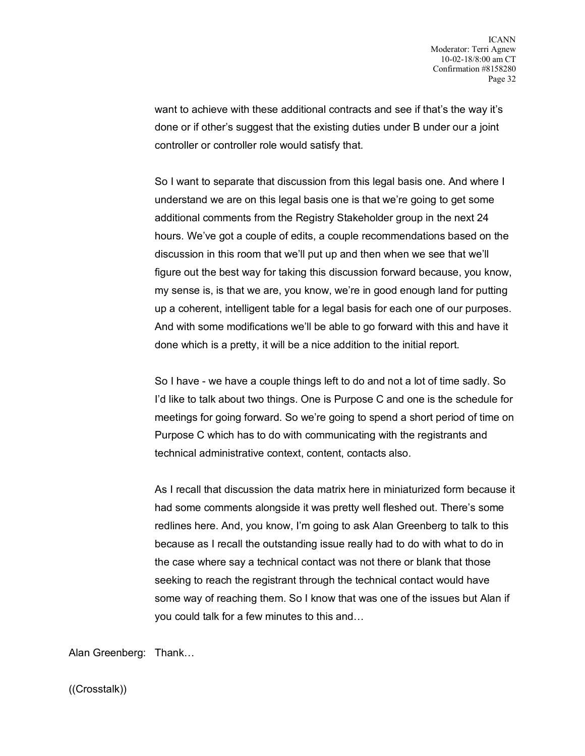want to achieve with these additional contracts and see if that's the way it's done or if other's suggest that the existing duties under B under our a joint controller or controller role would satisfy that.

So I want to separate that discussion from this legal basis one. And where I understand we are on this legal basis one is that we're going to get some additional comments from the Registry Stakeholder group in the next 24 hours. We've got a couple of edits, a couple recommendations based on the discussion in this room that we'll put up and then when we see that we'll figure out the best way for taking this discussion forward because, you know, my sense is, is that we are, you know, we're in good enough land for putting up a coherent, intelligent table for a legal basis for each one of our purposes. And with some modifications we'll be able to go forward with this and have it done which is a pretty, it will be a nice addition to the initial report.

So I have - we have a couple things left to do and not a lot of time sadly. So I'd like to talk about two things. One is Purpose C and one is the schedule for meetings for going forward. So we're going to spend a short period of time on Purpose C which has to do with communicating with the registrants and technical administrative context, content, contacts also.

As I recall that discussion the data matrix here in miniaturized form because it had some comments alongside it was pretty well fleshed out. There's some redlines here. And, you know, I'm going to ask Alan Greenberg to talk to this because as I recall the outstanding issue really had to do with what to do in the case where say a technical contact was not there or blank that those seeking to reach the registrant through the technical contact would have some way of reaching them. So I know that was one of the issues but Alan if you could talk for a few minutes to this and…

Alan Greenberg: Thank…

((Crosstalk))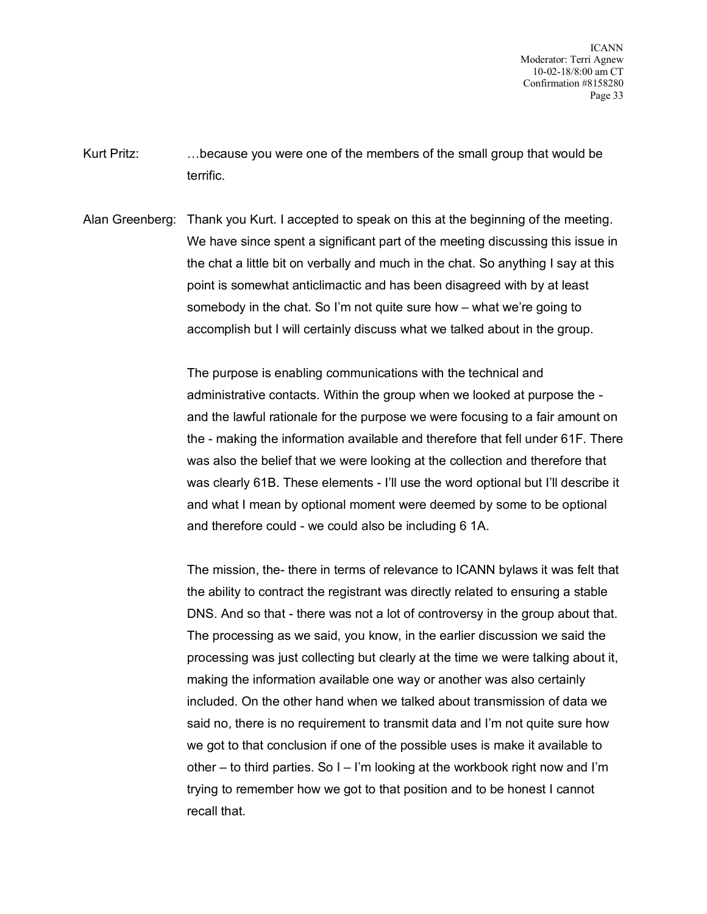Kurt Pritz: …because you were one of the members of the small group that would be terrific.

Alan Greenberg: Thank you Kurt. I accepted to speak on this at the beginning of the meeting. We have since spent a significant part of the meeting discussing this issue in the chat a little bit on verbally and much in the chat. So anything I say at this point is somewhat anticlimactic and has been disagreed with by at least somebody in the chat. So I'm not quite sure how – what we're going to accomplish but I will certainly discuss what we talked about in the group.

The purpose is enabling communications with the technical and administrative contacts. Within the group when we looked at purpose the - and the lawful rationale for the purpose we were focusing to a fair amount on the - making the information available and therefore that fell under 61F. There was also the belief that we were looking at the collection and therefore that was clearly 61B. These elements - I'll use the word optional but I'll describe it and what I mean by optional moment were deemed by some to be optional and therefore could - we could also be including 6 1A.

The mission, the- there in terms of relevance to ICANN bylaws it was felt that the ability to contract the registrant was directly related to ensuring a stable DNS. And so that - there was not a lot of controversy in the group about that. The processing as we said, you know, in the earlier discussion we said the processing was just collecting but clearly at the time we were talking about it, making the information available one way or another was also certainly included. On the other hand when we talked about transmission of data we said no, there is no requirement to transmit data and I'm not quite sure how we got to that conclusion if one of the possible uses is make it available to other – to third parties. So I – I'm looking at the workbook right now and I'm trying to remember how we got to that position and to be honest I cannot recall that.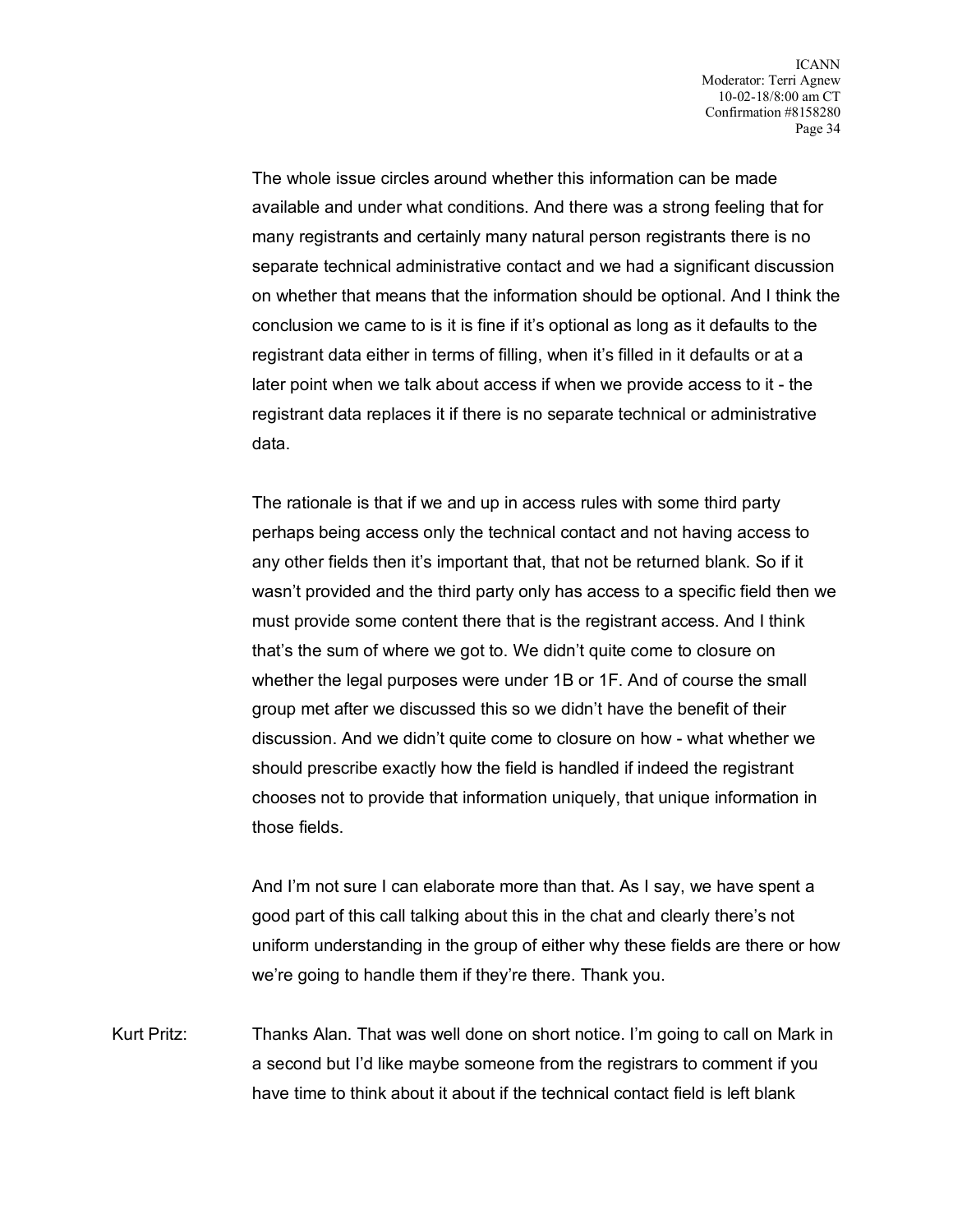The whole issue circles around whether this information can be made available and under what conditions. And there was a strong feeling that for many registrants and certainly many natural person registrants there is no separate technical administrative contact and we had a significant discussion on whether that means that the information should be optional. And I think the conclusion we came to is it is fine if it's optional as long as it defaults to the registrant data either in terms of filling, when it's filled in it defaults or at a later point when we talk about access if when we provide access to it - the registrant data replaces it if there is no separate technical or administrative data.

The rationale is that if we and up in access rules with some third party perhaps being access only the technical contact and not having access to any other fields then it's important that, that not be returned blank. So if it wasn't provided and the third party only has access to a specific field then we must provide some content there that is the registrant access. And I think that's the sum of where we got to. We didn't quite come to closure on whether the legal purposes were under 1B or 1F. And of course the small group met after we discussed this so we didn't have the benefit of their discussion. And we didn't quite come to closure on how - what whether we should prescribe exactly how the field is handled if indeed the registrant chooses not to provide that information uniquely, that unique information in those fields.

And I'm not sure I can elaborate more than that. As I say, we have spent a good part of this call talking about this in the chat and clearly there's not uniform understanding in the group of either why these fields are there or how we're going to handle them if they're there. Thank you.

Kurt Pritz: Thanks Alan. That was well done on short notice. I'm going to call on Mark in a second but I'd like maybe someone from the registrars to comment if you have time to think about it about if the technical contact field is left blank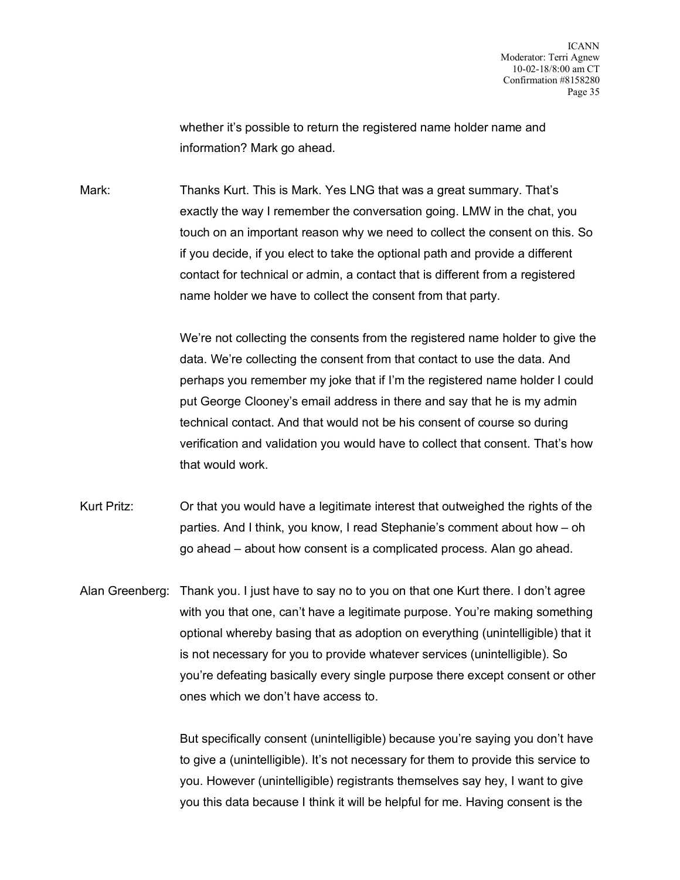whether it's possible to return the registered name holder name and information? Mark go ahead.

Mark: Thanks Kurt. This is Mark. Yes LNG that was a great summary. That's exactly the way I remember the conversation going. LMW in the chat, you touch on an important reason why we need to collect the consent on this. So if you decide, if you elect to take the optional path and provide a different contact for technical or admin, a contact that is different from a registered name holder we have to collect the consent from that party.

We're not collecting the consents from the registered name holder to give the data. We're collecting the consent from that contact to use the data. And perhaps you remember my joke that if I'm the registered name holder I could put George Clooney's email address in there and say that he is my admin technical contact. And that would not be his consent of course so during verification and validation you would have to collect that consent. That's how that would work.

Kurt Pritz: Or that you would have a legitimate interest that outweighed the rights of the parties. And I think, you know, I read Stephanie's comment about how – oh go ahead – about how consent is a complicated process. Alan go ahead.

Alan Greenberg: Thank you. I just have to say no to you on that one Kurt there. I don't agree with you that one, can't have a legitimate purpose. You're making something optional whereby basing that as adoption on everything (unintelligible) that it is not necessary for you to provide whatever services (unintelligible). So you're defeating basically every single purpose there except consent or other ones which we don't have access to.

But specifically consent (unintelligible) because you're saying you don't have to give a (unintelligible). It's not necessary for them to provide this service to you. However (unintelligible) registrants themselves say hey, I want to give you this data because I think it will be helpful for me. Having consent is the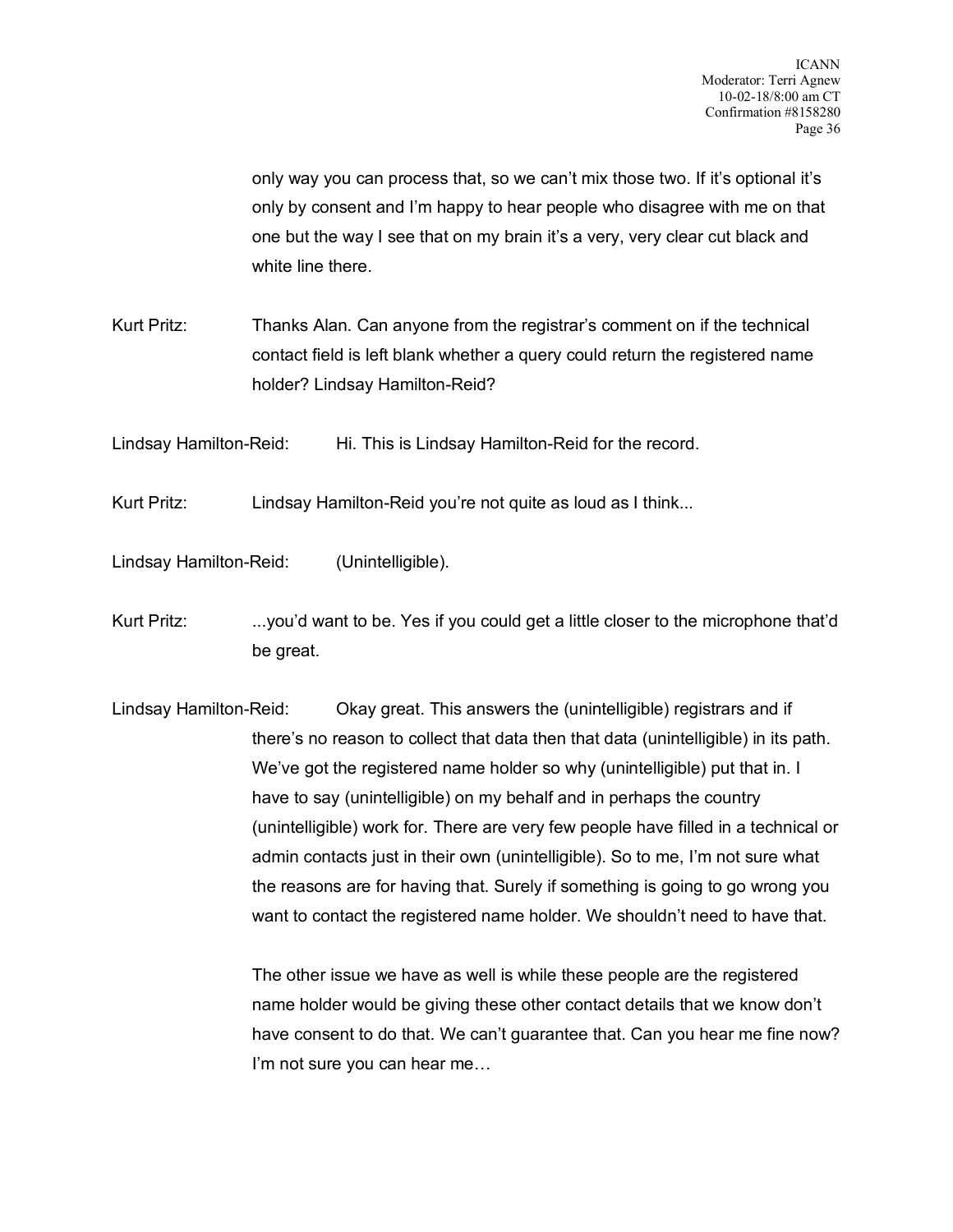only way you can process that, so we can't mix those two. If it's optional it's only by consent and I'm happy to hear people who disagree with me on that one but the way I see that on my brain it's a very, very clear cut black and white line there.

Kurt Pritz: Thanks Alan. Can anyone from the registrar's comment on if the technical contact field is left blank whether a query could return the registered name holder? Lindsay Hamilton-Reid?

Lindsay Hamilton-Reid: Hi. This is Lindsay Hamilton-Reid for the record.

Kurt Pritz: Lindsay Hamilton-Reid you're not quite as loud as I think...

Lindsay Hamilton-Reid: (Unintelligible).

Kurt Pritz: ...you'd want to be. Yes if you could get a little closer to the microphone that'd be great.

Lindsay Hamilton-Reid: Okay great. This answers the (unintelligible) registrars and if there's no reason to collect that data then that data (unintelligible) in its path. We've got the registered name holder so why (unintelligible) put that in. I have to say (unintelligible) on my behalf and in perhaps the country (unintelligible) work for. There are very few people have filled in a technical or admin contacts just in their own (unintelligible). So to me, I'm not sure what the reasons are for having that. Surely if something is going to go wrong you want to contact the registered name holder. We shouldn't need to have that.

The other issue we have as well is while these people are the registered name holder would be giving these other contact details that we know don't have consent to do that. We can't guarantee that. Can you hear me fine now? I'm not sure you can hear me…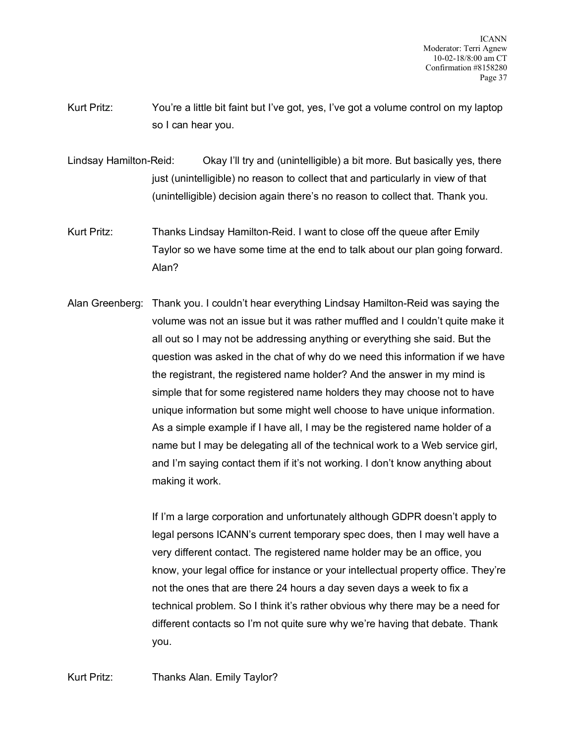Kurt Pritz: You're a little bit faint but I've got, yes, I've got a volume control on my laptop so I can hear you.

Lindsay Hamilton-Reid: Okay I'll try and (unintelligible) a bit more. But basically yes, there just (unintelligible) no reason to collect that and particularly in view of that (unintelligible) decision again there's no reason to collect that. Thank you.

Kurt Pritz: Thanks Lindsay Hamilton-Reid. I want to close off the queue after Emily Taylor so we have some time at the end to talk about our plan going forward. Alan?

Alan Greenberg: Thank you. I couldn't hear everything Lindsay Hamilton-Reid was saying the volume was not an issue but it was rather muffled and I couldn't quite make it all out so I may not be addressing anything or everything she said. But the question was asked in the chat of why do we need this information if we have the registrant, the registered name holder? And the answer in my mind is simple that for some registered name holders they may choose not to have unique information but some might well choose to have unique information. As a simple example if I have all, I may be the registered name holder of a name but I may be delegating all of the technical work to a Web service girl, and I'm saying contact them if it's not working. I don't know anything about making it work.

If I'm a large corporation and unfortunately although GDPR doesn't apply to legal persons ICANN's current temporary spec does, then I may well have a very different contact. The registered name holder may be an office, you know, your legal office for instance or your intellectual property office. They're not the ones that are there 24 hours a day seven days a week to fix a technical problem. So I think it's rather obvious why there may be a need for different contacts so I'm not quite sure why we're having that debate. Thank you.

Kurt Pritz: Thanks Alan. Emily Taylor?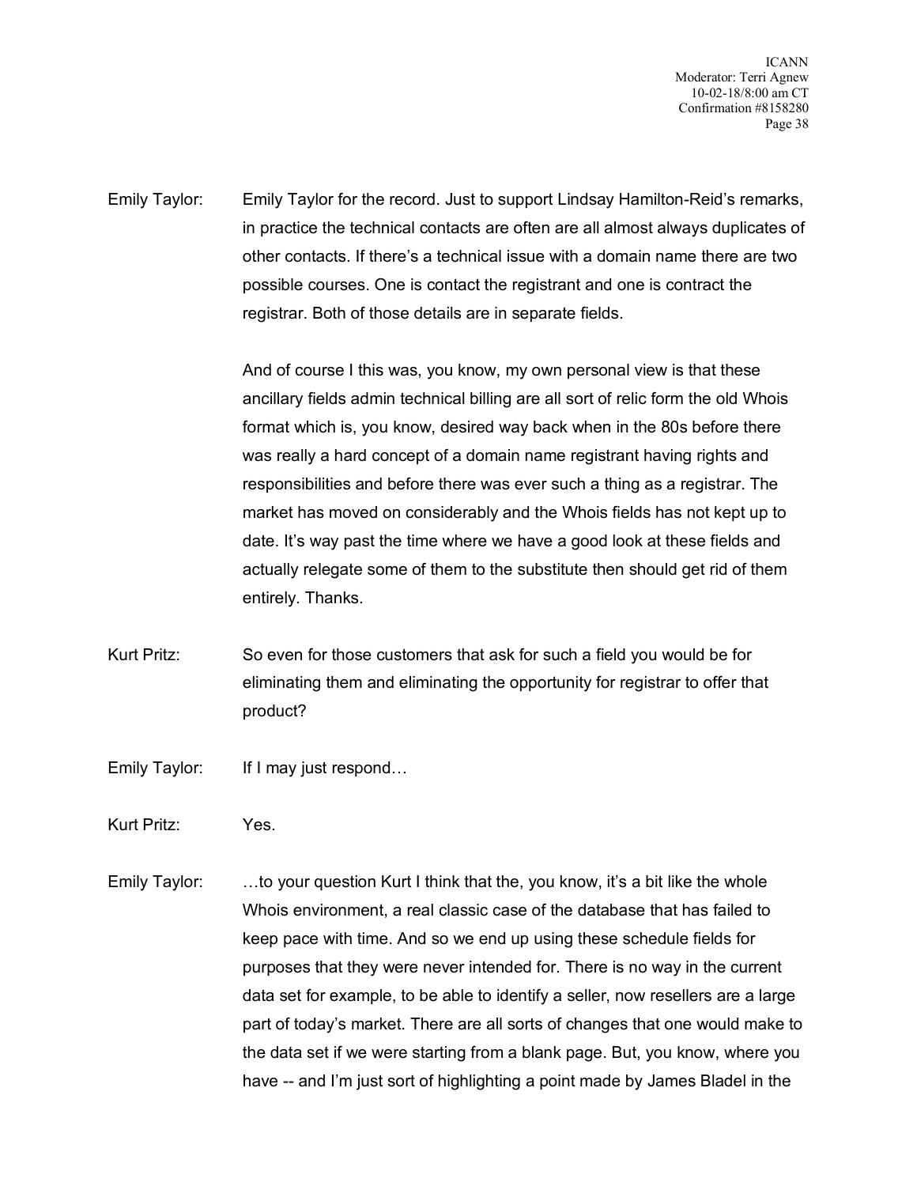Emily Taylor: Emily Taylor for the record. Just to support Lindsay Hamilton-Reid's remarks, in practice the technical contacts are often are all almost always duplicates of other contacts. If there's a technical issue with a domain name there are two possible courses. One is contact the registrant and one is contract the registrar. Both of those details are in separate fields.

And of course I this was, you know, my own personal view is that these ancillary fields admin technical billing are all sort of relic form the old Whois format which is, you know, desired way back when in the 80s before there was really a hard concept of a domain name registrant having rights and responsibilities and before there was ever such a thing as a registrar. The market has moved on considerably and the Whois fields has not kept up to date. It's way past the time where we have a good look at these fields and actually relegate some of them to the substitute then should get rid of them entirely. Thanks.

Kurt Pritz: So even for those customers that ask for such a field you would be for eliminating them and eliminating the opportunity for registrar to offer that product?

Emily Taylor: If I may just respond…

Kurt Pritz: Yes.

Emily Taylor: …to your question Kurt I think that the, you know, it's a bit like the whole Whois environment, a real classic case of the database that has failed to keep pace with time. And so we end up using these schedule fields for purposes that they were never intended for. There is no way in the current data set for example, to be able to identify a seller, now resellers are a large part of today's market. There are all sorts of changes that one would make to the data set if we were starting from a blank page. But, you know, where you have -- and I'm just sort of highlighting a point made by James Bladel in the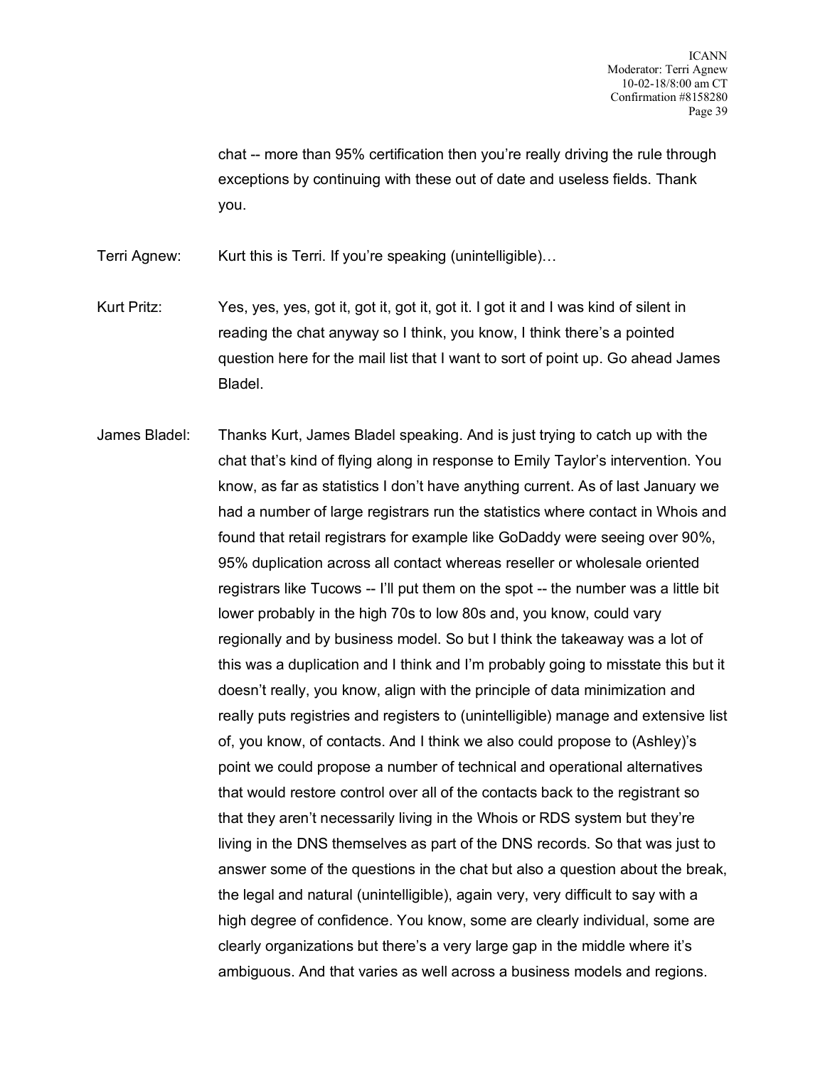chat -- more than 95% certification then you're really driving the rule through exceptions by continuing with these out of date and useless fields. Thank you.

Terri Agnew: Kurt this is Terri. If you're speaking (unintelligible)…

Kurt Pritz: Yes, yes, yes, got it, got it, got it, got it. I got it and I was kind of silent in reading the chat anyway so I think, you know, I think there's a pointed question here for the mail list that I want to sort of point up. Go ahead James Bladel.

James Bladel: Thanks Kurt, James Bladel speaking. And is just trying to catch up with the chat that's kind of flying along in response to Emily Taylor's intervention. You know, as far as statistics I don't have anything current. As of last January we had a number of large registrars run the statistics where contact in Whois and found that retail registrars for example like GoDaddy were seeing over 90%, 95% duplication across all contact whereas reseller or wholesale oriented registrars like Tucows -- I'll put them on the spot -- the number was a little bit lower probably in the high 70s to low 80s and, you know, could vary regionally and by business model. So but I think the takeaway was a lot of this was a duplication and I think and I'm probably going to misstate this but it doesn't really, you know, align with the principle of data minimization and really puts registries and registers to (unintelligible) manage and extensive list of, you know, of contacts. And I think we also could propose to (Ashley)'s point we could propose a number of technical and operational alternatives that would restore control over all of the contacts back to the registrant so that they aren't necessarily living in the Whois or RDS system but they're living in the DNS themselves as part of the DNS records. So that was just to answer some of the questions in the chat but also a question about the break, the legal and natural (unintelligible), again very, very difficult to say with a high degree of confidence. You know, some are clearly individual, some are clearly organizations but there's a very large gap in the middle where it's ambiguous. And that varies as well across a business models and regions.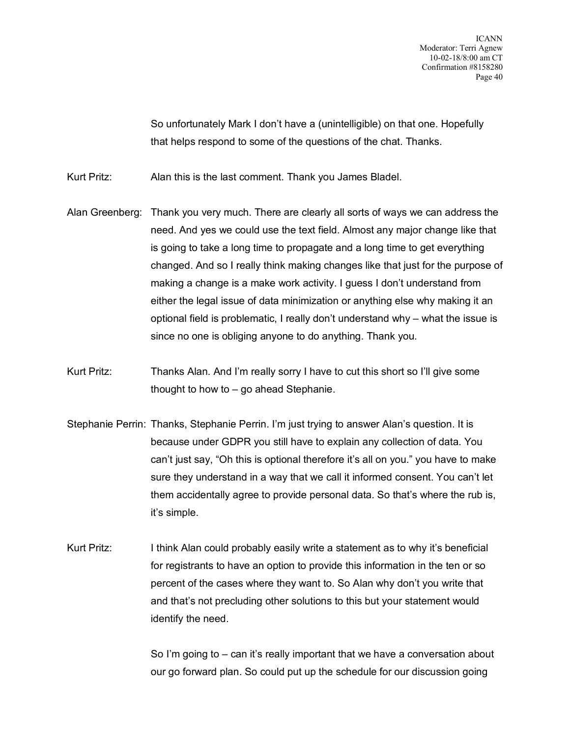So unfortunately Mark I don't have a (unintelligible) on that one. Hopefully that helps respond to some of the questions of the chat. Thanks.

Kurt Pritz: Alan this is the last comment. Thank you James Bladel.

Alan Greenberg: Thank you very much. There are clearly all sorts of ways we can address the need. And yes we could use the text field. Almost any major change like that is going to take a long time to propagate and a long time to get everything changed. And so I really think making changes like that just for the purpose of making a change is a make work activity. I guess I don't understand from either the legal issue of data minimization or anything else why making it an optional field is problematic, I really don't understand why – what the issue is since no one is obliging anyone to do anything. Thank you.

Kurt Pritz: Thanks Alan. And I'm really sorry I have to cut this short so I'll give some thought to how to – go ahead Stephanie.

Stephanie Perrin: Thanks, Stephanie Perrin. I'm just trying to answer Alan's question. It is because under GDPR you still have to explain any collection of data. You can't just say, "Oh this is optional therefore it's all on you." you have to make sure they understand in a way that we call it informed consent. You can't let them accidentally agree to provide personal data. So that's where the rub is, it's simple.

Kurt Pritz: I think Alan could probably easily write a statement as to why it's beneficial for registrants to have an option to provide this information in the ten or so percent of the cases where they want to. So Alan why don't you write that and that's not precluding other solutions to this but your statement would identify the need.

So I'm going to – can it's really important that we have a conversation about our go forward plan. So could put up the schedule for our discussion going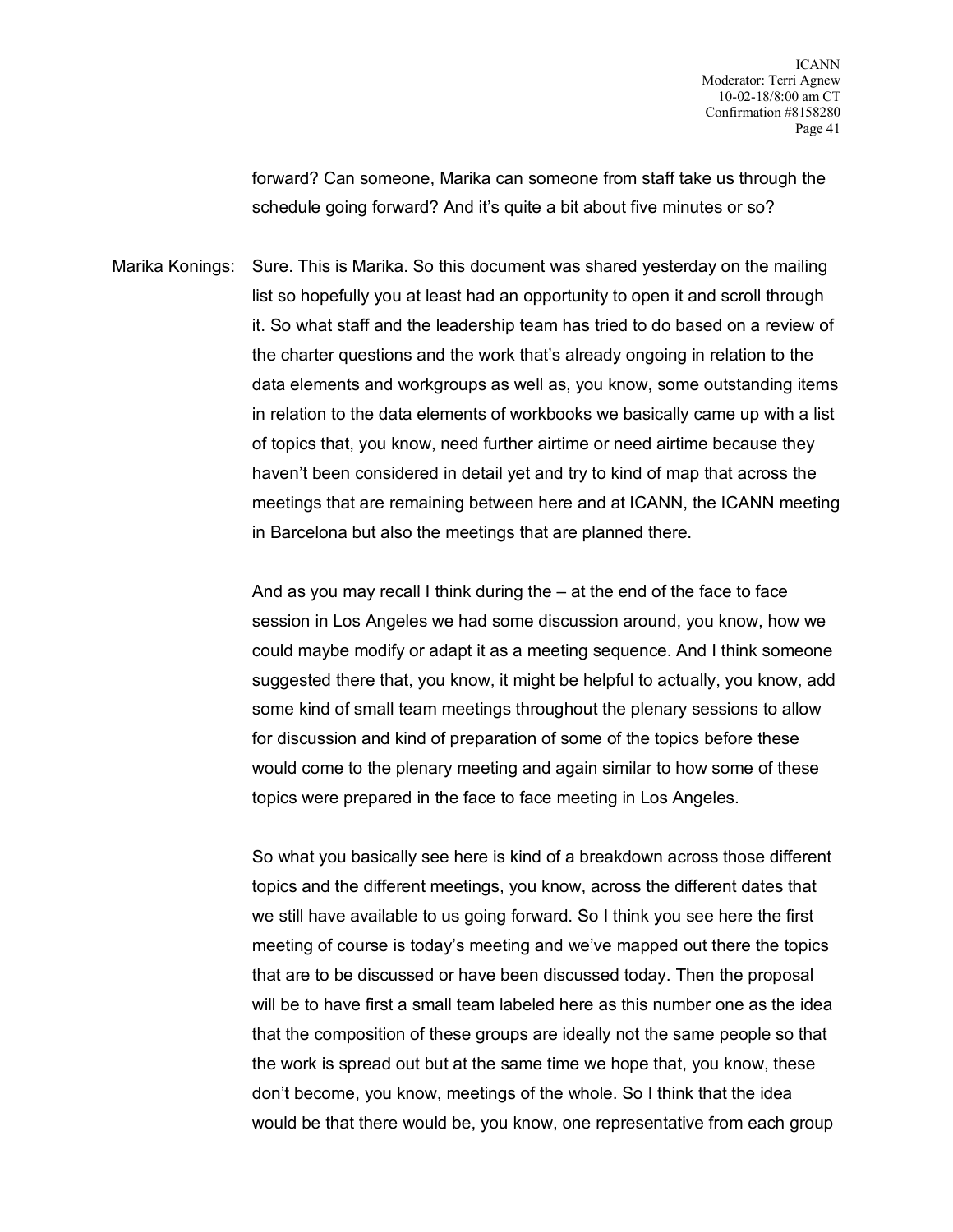forward? Can someone, Marika can someone from staff take us through the schedule going forward? And it's quite a bit about five minutes or so?

Marika Konings: Sure. This is Marika. So this document was shared yesterday on the mailing list so hopefully you at least had an opportunity to open it and scroll through it. So what staff and the leadership team has tried to do based on a review of the charter questions and the work that's already ongoing in relation to the data elements and workgroups as well as, you know, some outstanding items in relation to the data elements of workbooks we basically came up with a list of topics that, you know, need further airtime or need airtime because they haven't been considered in detail yet and try to kind of map that across the meetings that are remaining between here and at ICANN, the ICANN meeting in Barcelona but also the meetings that are planned there.

And as you may recall I think during the – at the end of the face to face session in Los Angeles we had some discussion around, you know, how we could maybe modify or adapt it as a meeting sequence. And I think someone suggested there that, you know, it might be helpful to actually, you know, add some kind of small team meetings throughout the plenary sessions to allow for discussion and kind of preparation of some of the topics before these would come to the plenary meeting and again similar to how some of these topics were prepared in the face to face meeting in Los Angeles.

So what you basically see here is kind of a breakdown across those different topics and the different meetings, you know, across the different dates that we still have available to us going forward. So I think you see here the first meeting of course is today's meeting and we've mapped out there the topics that are to be discussed or have been discussed today. Then the proposal will be to have first a small team labeled here as this number one as the idea that the composition of these groups are ideally not the same people so that the work is spread out but at the same time we hope that, you know, these don't become, you know, meetings of the whole. So I think that the idea would be that there would be, you know, one representative from each group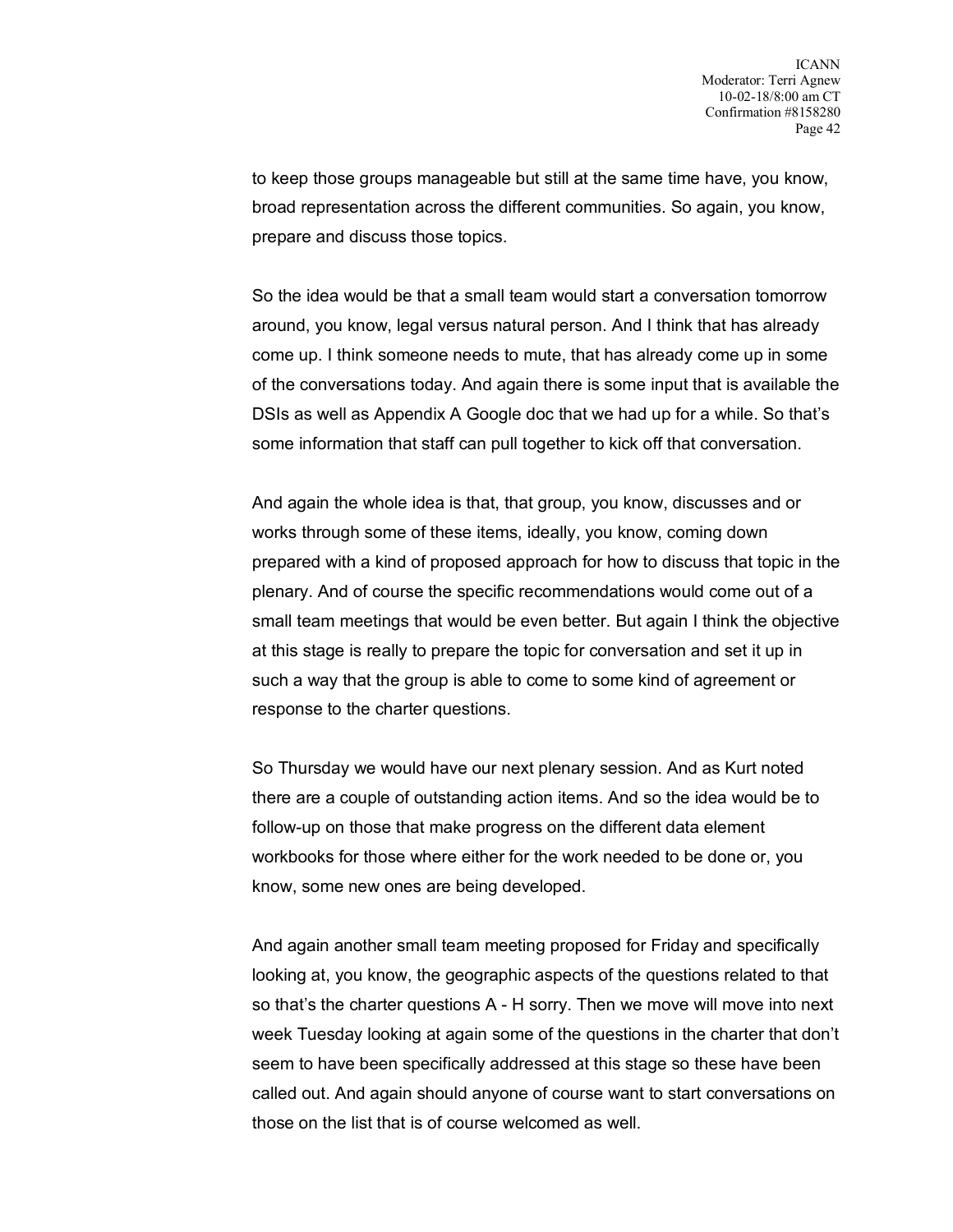to keep those groups manageable but still at the same time have, you know, broad representation across the different communities. So again, you know, prepare and discuss those topics.

So the idea would be that a small team would start a conversation tomorrow around, you know, legal versus natural person. And I think that has already come up. I think someone needs to mute, that has already come up in some of the conversations today. And again there is some input that is available the DSIs as well as Appendix A Google doc that we had up for a while. So that's some information that staff can pull together to kick off that conversation.

And again the whole idea is that, that group, you know, discusses and or works through some of these items, ideally, you know, coming down prepared with a kind of proposed approach for how to discuss that topic in the plenary. And of course the specific recommendations would come out of a small team meetings that would be even better. But again I think the objective at this stage is really to prepare the topic for conversation and set it up in such a way that the group is able to come to some kind of agreement or response to the charter questions.

So Thursday we would have our next plenary session. And as Kurt noted there are a couple of outstanding action items. And so the idea would be to follow-up on those that make progress on the different data element workbooks for those where either for the work needed to be done or, you know, some new ones are being developed.

And again another small team meeting proposed for Friday and specifically looking at, you know, the geographic aspects of the questions related to that so that's the charter questions A - H sorry. Then we move will move into next week Tuesday looking at again some of the questions in the charter that don't seem to have been specifically addressed at this stage so these have been called out. And again should anyone of course want to start conversations on those on the list that is of course welcomed as well.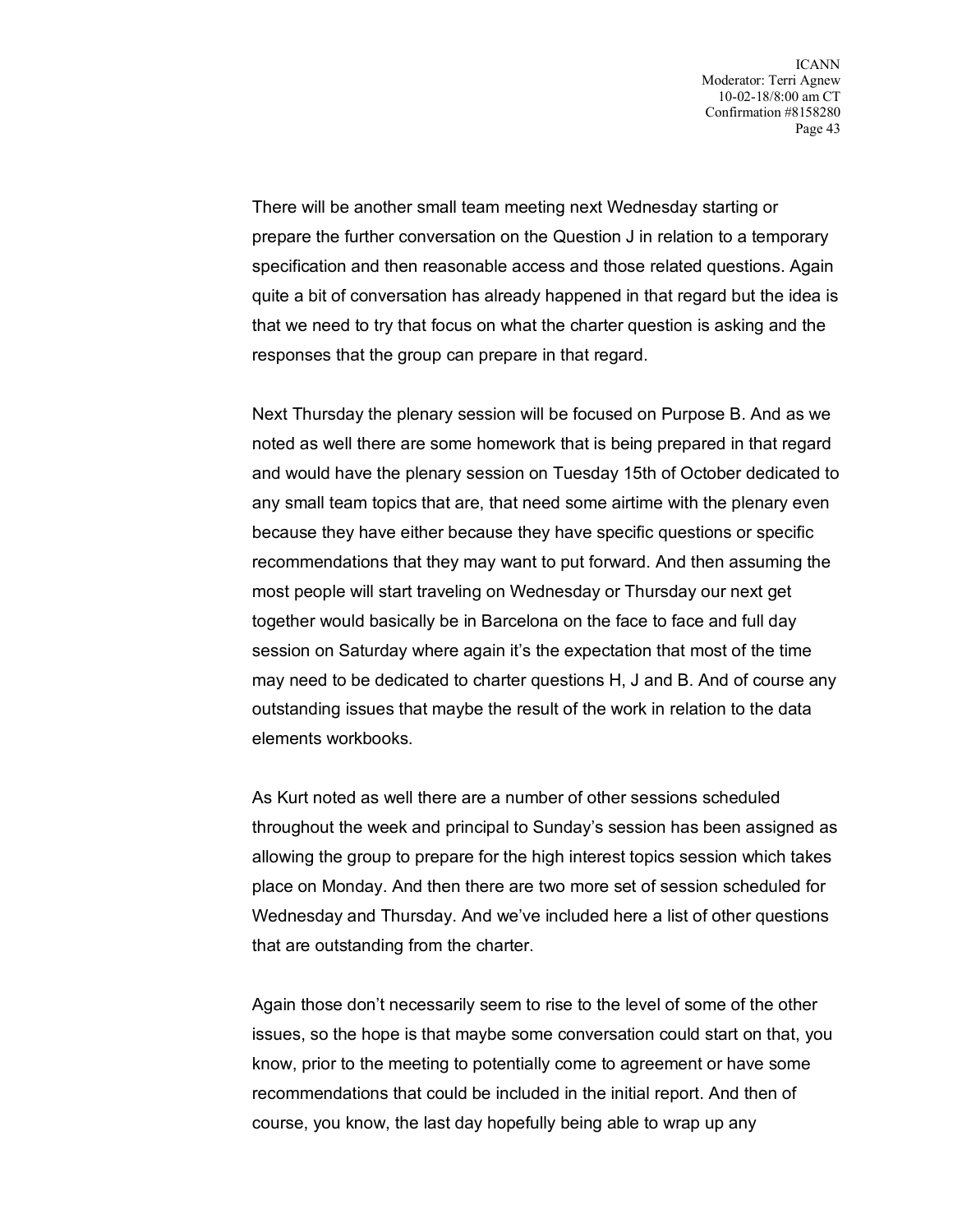There will be another small team meeting next Wednesday starting or prepare the further conversation on the Question J in relation to a temporary specification and then reasonable access and those related questions. Again quite a bit of conversation has already happened in that regard but the idea is that we need to try that focus on what the charter question is asking and the responses that the group can prepare in that regard.

Next Thursday the plenary session will be focused on Purpose B. And as we noted as well there are some homework that is being prepared in that regard and would have the plenary session on Tuesday 15th of October dedicated to any small team topics that are, that need some airtime with the plenary even because they have either because they have specific questions or specific recommendations that they may want to put forward. And then assuming the most people will start traveling on Wednesday or Thursday our next get together would basically be in Barcelona on the face to face and full day session on Saturday where again it's the expectation that most of the time may need to be dedicated to charter questions H, J and B. And of course any outstanding issues that maybe the result of the work in relation to the data elements workbooks.

As Kurt noted as well there are a number of other sessions scheduled throughout the week and principal to Sunday's session has been assigned as allowing the group to prepare for the high interest topics session which takes place on Monday. And then there are two more set of session scheduled for Wednesday and Thursday. And we've included here a list of other questions that are outstanding from the charter.

Again those don't necessarily seem to rise to the level of some of the other issues, so the hope is that maybe some conversation could start on that, you know, prior to the meeting to potentially come to agreement or have some recommendations that could be included in the initial report. And then of course, you know, the last day hopefully being able to wrap up any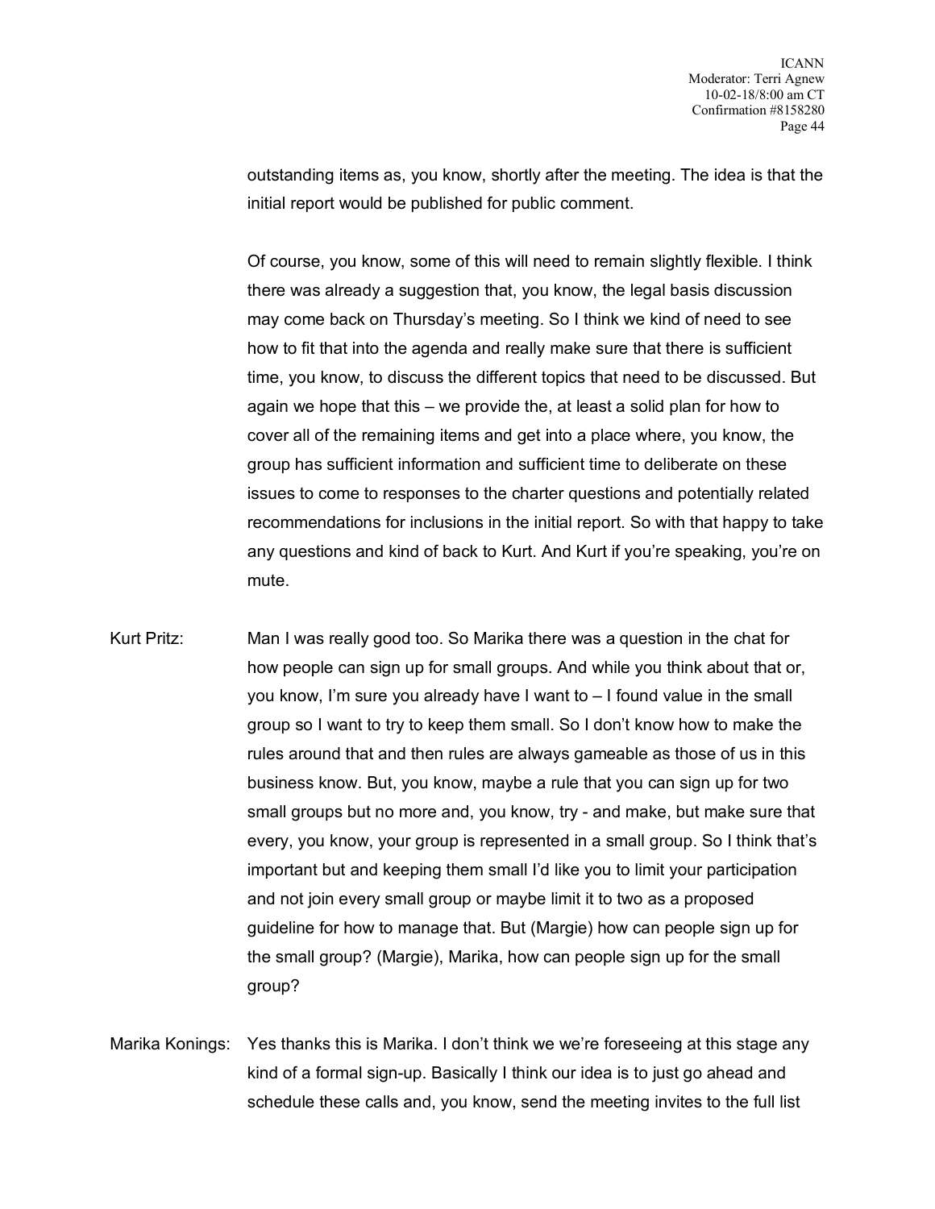outstanding items as, you know, shortly after the meeting. The idea is that the initial report would be published for public comment.

Of course, you know, some of this will need to remain slightly flexible. I think there was already a suggestion that, you know, the legal basis discussion may come back on Thursday's meeting. So I think we kind of need to see how to fit that into the agenda and really make sure that there is sufficient time, you know, to discuss the different topics that need to be discussed. But again we hope that this – we provide the, at least a solid plan for how to cover all of the remaining items and get into a place where, you know, the group has sufficient information and sufficient time to deliberate on these issues to come to responses to the charter questions and potentially related recommendations for inclusions in the initial report. So with that happy to take any questions and kind of back to Kurt. And Kurt if you're speaking, you're on mute.

Kurt Pritz: Man I was really good too. So Marika there was a question in the chat for how people can sign up for small groups. And while you think about that or, you know, I'm sure you already have I want to – I found value in the small group so I want to try to keep them small. So I don't know how to make the rules around that and then rules are always gameable as those of us in this business know. But, you know, maybe a rule that you can sign up for two small groups but no more and, you know, try - and make, but make sure that every, you know, your group is represented in a small group. So I think that's important but and keeping them small I'd like you to limit your participation and not join every small group or maybe limit it to two as a proposed guideline for how to manage that. But (Margie) how can people sign up for the small group? (Margie), Marika, how can people sign up for the small group?

Marika Konings: Yes thanks this is Marika. I don't think we we're foreseeing at this stage any kind of a formal sign-up. Basically I think our idea is to just go ahead and schedule these calls and, you know, send the meeting invites to the full list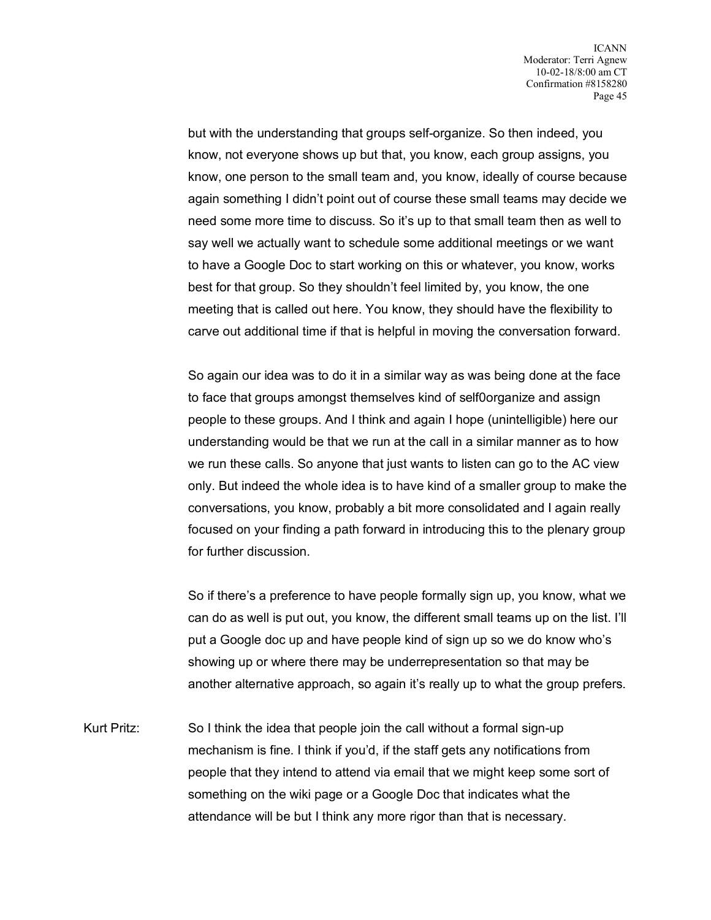but with the understanding that groups self-organize. So then indeed, you know, not everyone shows up but that, you know, each group assigns, you know, one person to the small team and, you know, ideally of course because again something I didn't point out of course these small teams may decide we need some more time to discuss. So it's up to that small team then as well to say well we actually want to schedule some additional meetings or we want to have a Google Doc to start working on this or whatever, you know, works best for that group. So they shouldn't feel limited by, you know, the one meeting that is called out here. You know, they should have the flexibility to carve out additional time if that is helpful in moving the conversation forward.

So again our idea was to do it in a similar way as was being done at the face to face that groups amongst themselves kind of self0organize and assign people to these groups. And I think and again I hope (unintelligible) here our understanding would be that we run at the call in a similar manner as to how we run these calls. So anyone that just wants to listen can go to the AC view only. But indeed the whole idea is to have kind of a smaller group to make the conversations, you know, probably a bit more consolidated and I again really focused on your finding a path forward in introducing this to the plenary group for further discussion.

So if there's a preference to have people formally sign up, you know, what we can do as well is put out, you know, the different small teams up on the list. I'll put a Google doc up and have people kind of sign up so we do know who's showing up or where there may be underrepresentation so that may be another alternative approach, so again it's really up to what the group prefers.

Kurt Pritz: So I think the idea that people join the call without a formal sign-up mechanism is fine. I think if you'd, if the staff gets any notifications from people that they intend to attend via email that we might keep some sort of something on the wiki page or a Google Doc that indicates what the attendance will be but I think any more rigor than that is necessary.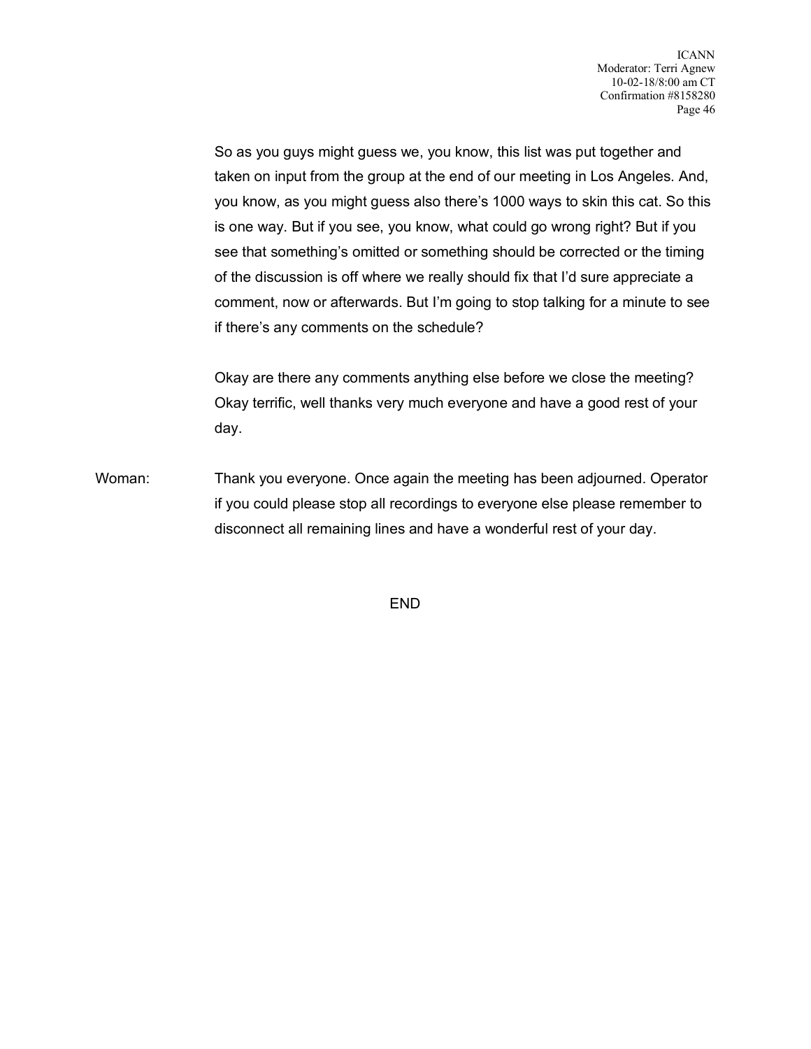So as you guys might guess we, you know, this list was put together and taken on input from the group at the end of our meeting in Los Angeles. And, you know, as you might guess also there's 1000 ways to skin this cat. So this is one way. But if you see, you know, what could go wrong right? But if you see that something's omitted or something should be corrected or the timing of the discussion is off where we really should fix that I'd sure appreciate a comment, now or afterwards. But I'm going to stop talking for a minute to see if there's any comments on the schedule?

Okay are there any comments anything else before we close the meeting? Okay terrific, well thanks very much everyone and have a good rest of your day.

Woman: Thank you everyone. Once again the meeting has been adjourned. Operator if you could please stop all recordings to everyone else please remember to disconnect all remaining lines and have a wonderful rest of your day.

END